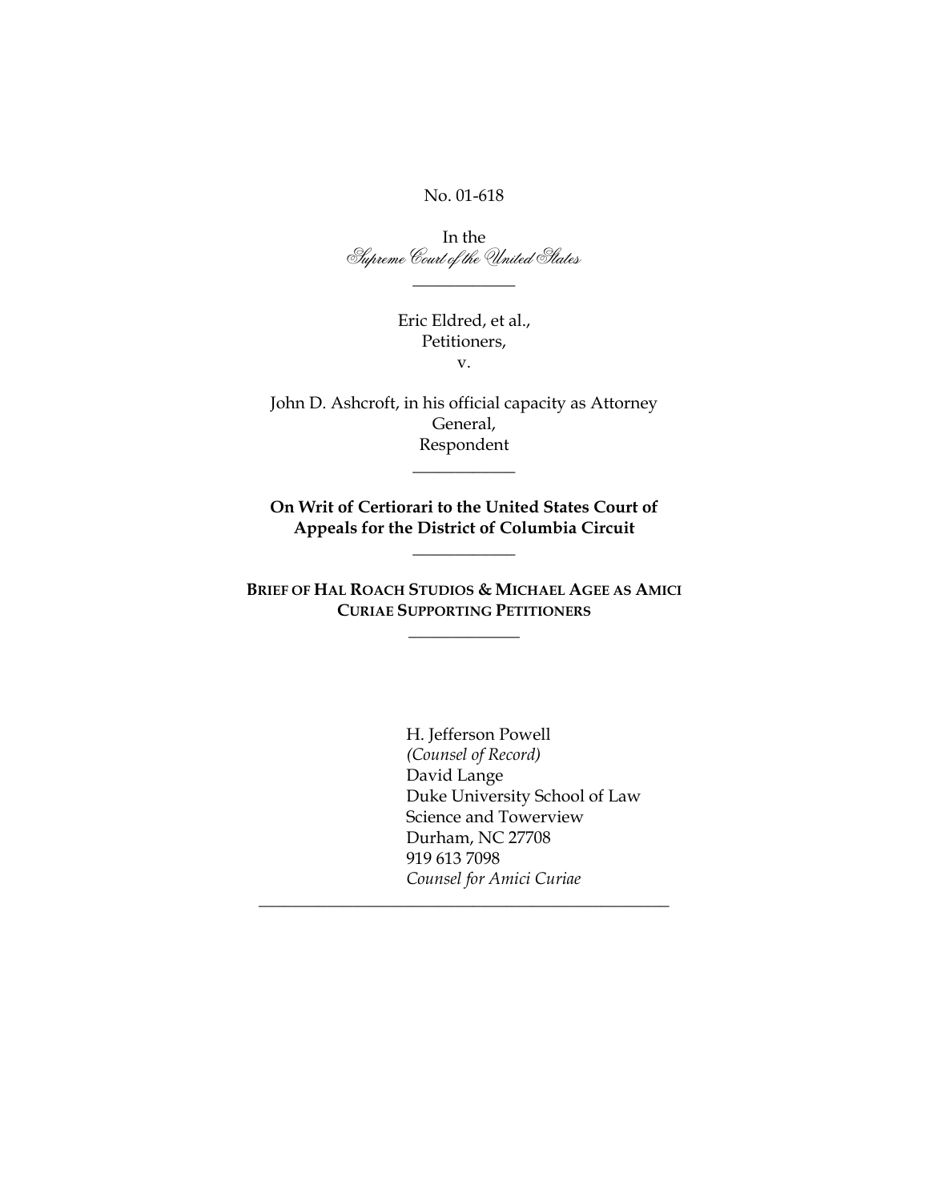No. 01-618

In the
*Supreme Court of the United States*

---

Eric Eldred, et al.,
Petitioners,
v.

John D. Ashcroft, in his official capacity as Attorney General,
Respondent

---

**On Writ of Certiorari to the United States Court of Appeals for the District of Columbia Circuit**

---

**BRIEF OF HAL ROACH STUDIOS & MICHAEL AGEE AS AMICI CURIAE SUPPORTING PETITIONERS**

---

H. Jefferson Powell
*(Counsel of Record)*
David Lange
Duke University School of Law
Science and Towerview
Durham, NC 27708
919 613 7098
*Counsel for Amici Curiae*

---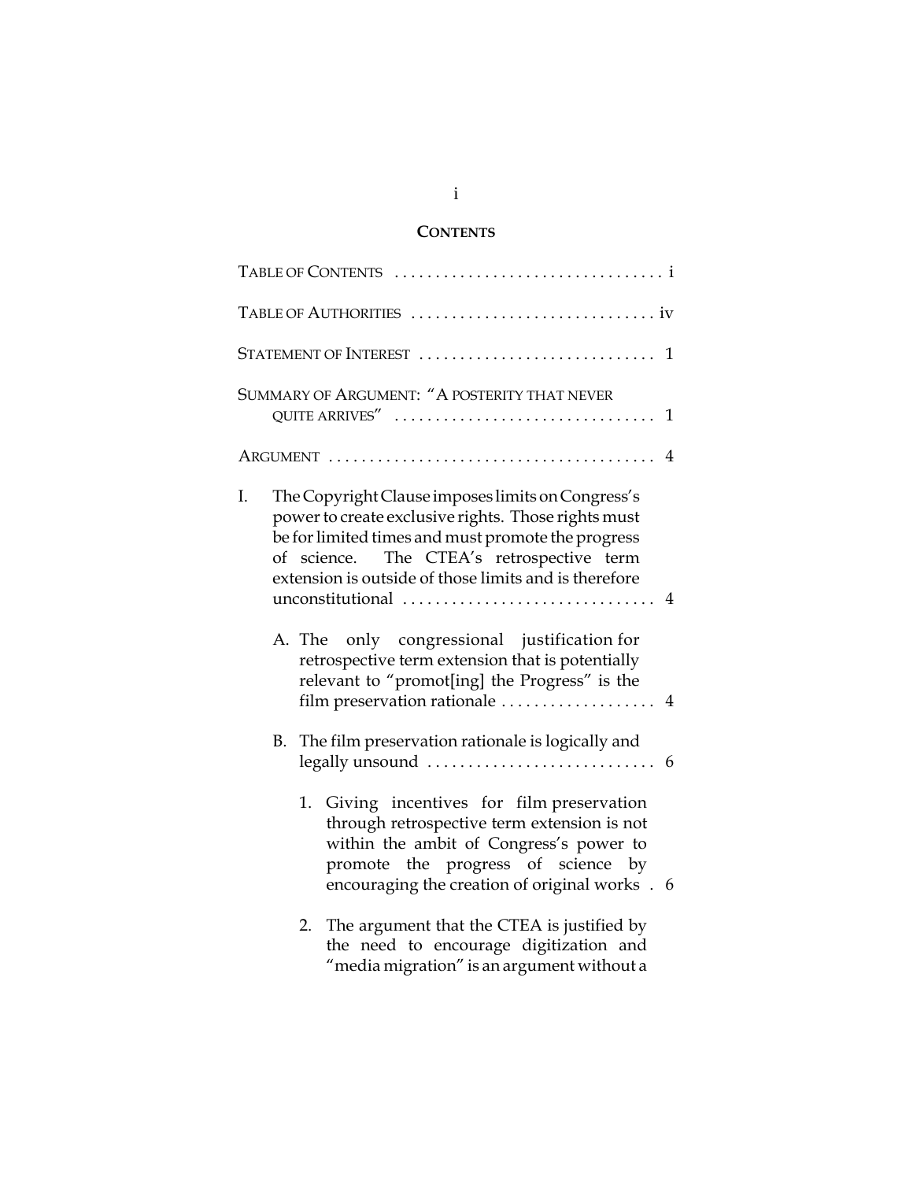## CONTENTS

TABLE OF CONTENTS . . . . . . . . . . . . . . . . . . . . . . . . . . . . . . . . . i

TABLE OF AUTHORITIES . . . . . . . . . . . . . . . . . . . . . . . . . . . . . . iv

STATEMENT OF INTEREST . . . . . . . . . . . . . . . . . . . . . . . . . . . . 1

SUMMARY OF ARGUMENT: "A POSTERITY THAT NEVER QUITE ARRIVES" . . . . . . . . . . . . . . . . . . . . . . . . . . . . . . . . 1

ARGUMENT . . . . . . . . . . . . . . . . . . . . . . . . . . . . . . . . . . . . . . . . 4

I. The Copyright Clause imposes limits on Congress's power to create exclusive rights. Those rights must be for limited times and must promote the progress of science. The CTEA's retrospective term extension is outside of those limits and is therefore unconstitutional . . . . . . . . . . . . . . . . . . . . . . . . . . . . . . . 4

   A. The only congressional justification for retrospective term extension that is potentially relevant to "promot[ing] the Progress" is the film preservation rationale . . . . . . . . . . . . . . . . . . . 4

   B. The film preservation rationale is logically and legally unsound . . . . . . . . . . . . . . . . . . . . . . . . . . . . 6

      1. Giving incentives for film preservation through retrospective term extension is not within the ambit of Congress's power to promote the progress of science by encouraging the creation of original works . 6

      2. The argument that the CTEA is justified by the need to encourage digitization and "media migration" is an argument without a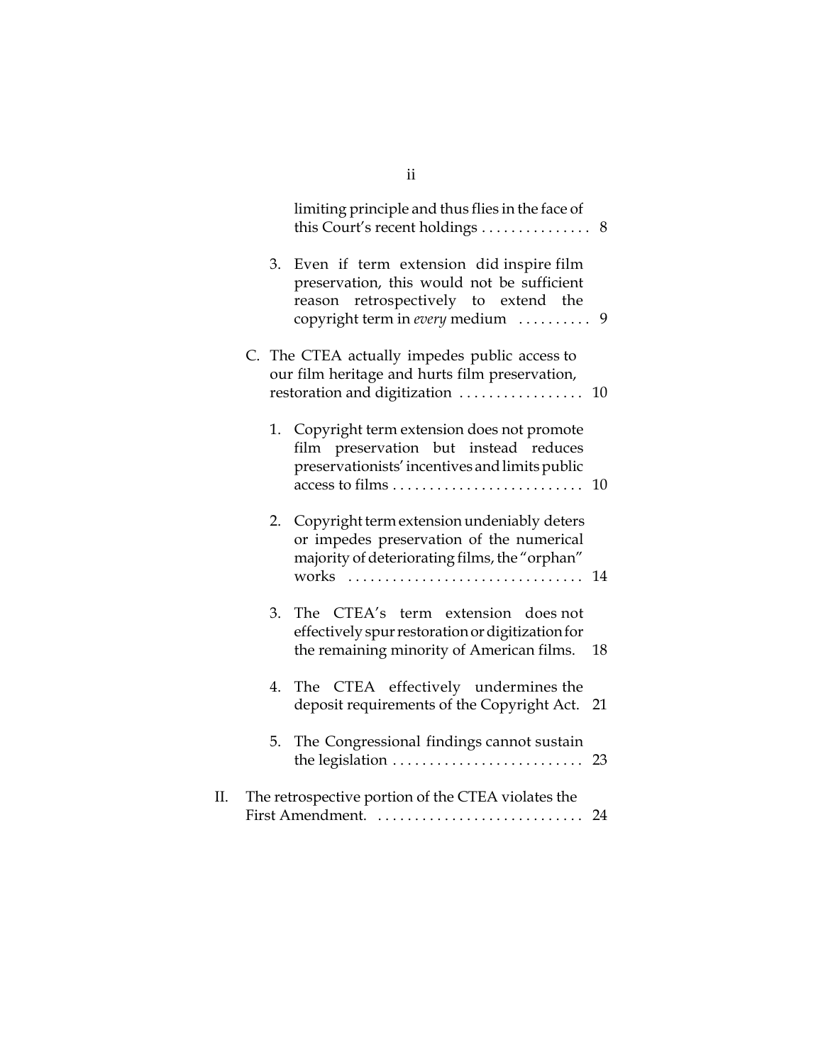limiting principle and thus flies in the face of this Court's recent holdings . . . . . . . . . . . . . . . 8

3. Even if term extension did inspire film preservation, this would not be sufficient reason retrospectively to extend the copyright term in *every* medium . . . . . . . . . 9

C. The CTEA actually impedes public access to our film heritage and hurts film preservation, restoration and digitization . . . . . . . . . . . . . . . . . 10

1. Copyright term extension does not promote film preservation but instead reduces preservationists' incentives and limits public access to films . . . . . . . . . . . . . . . . . . . . . . . . . . 10

2. Copyright term extension undeniably deters or impedes preservation of the numerical majority of deteriorating films, the "orphan" works . . . . . . . . . . . . . . . . . . . . . . . . . . . . . . . . 14

3. The CTEA's term extension does not effectively spur restoration or digitization for the remaining minority of American films. 18

4. The CTEA effectively undermines the deposit requirements of the Copyright Act. 21

5. The Congressional findings cannot sustain the legislation . . . . . . . . . . . . . . . . . . . . . . . . . . 23

II. The retrospective portion of the CTEA violates the First Amendment. . . . . . . . . . . . . . . . . . . . . . . . . . . . 24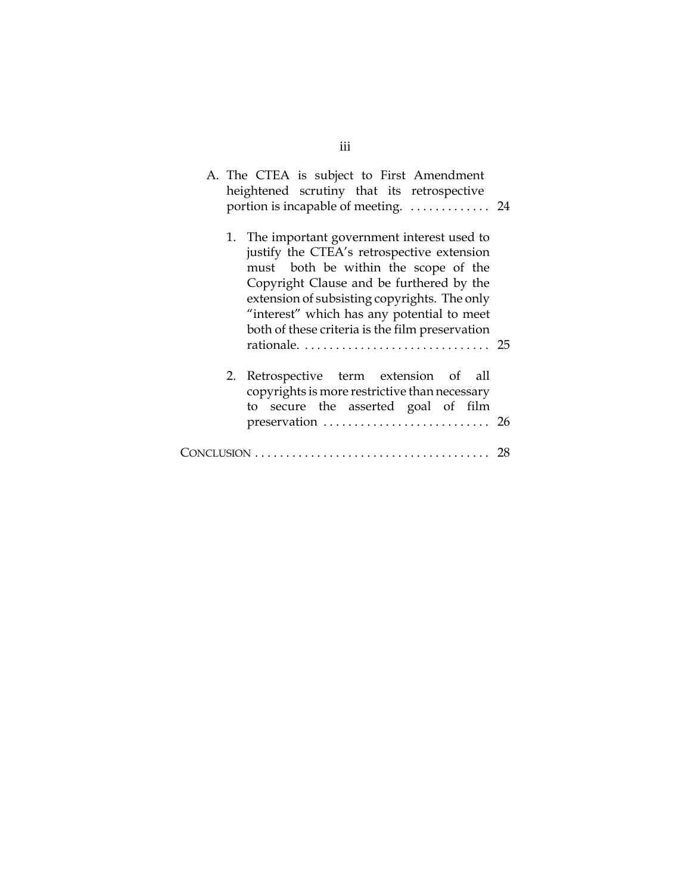A. The CTEA is subject to First Amendment heightened scrutiny that its retrospective portion is incapable of meeting. ............. 24

   1. The important government interest used to justify the CTEA's retrospective extension must both be within the scope of the Copyright Clause and be furthered by the extension of subsisting copyrights. The only "interest" which has any potential to meet both of these criteria is the film preservation rationale. ............................... 25

   2. Retrospective term extension of all copyrights is more restrictive than necessary to secure the asserted goal of film preservation ........................... 26

CONCLUSION ...................................... 28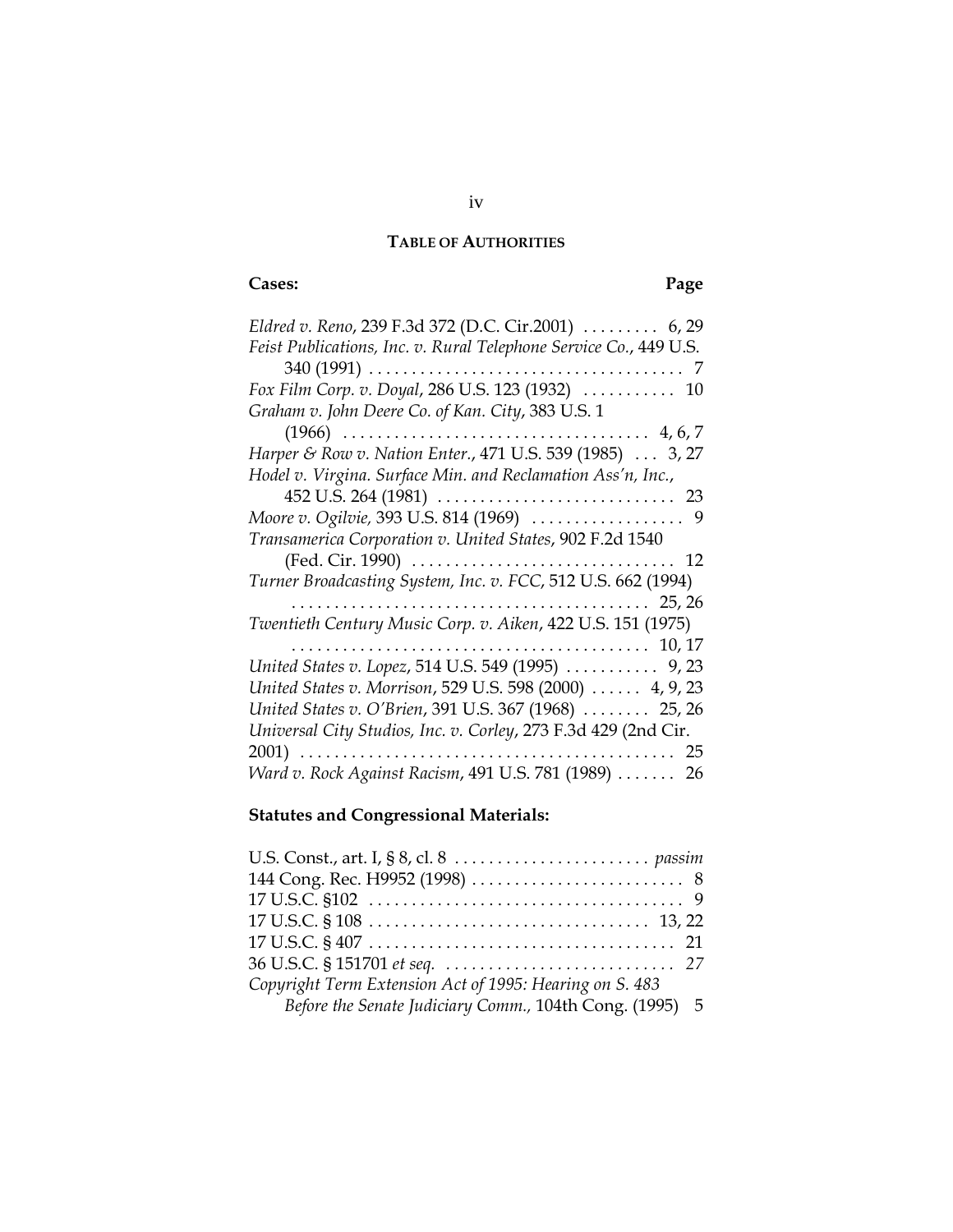## TABLE OF AUTHORITIES

**Cases:** **Page**

*Eldred v. Reno*, 239 F.3d 372 (D.C. Cir.2001) . . . . . . . . . 6, 29

*Feist Publications, Inc. v. Rural Telephone Service Co.*, 449 U.S. 340 (1991) . . . . . . . . . . . . . . . . . . . . . . . . . . . . . . . . . . . . . 7

*Fox Film Corp. v. Doyal*, 286 U.S. 123 (1932) . . . . . . . . . . . 10

*Graham v. John Deere Co. of Kan. City*, 383 U.S. 1 (1966) . . . . . . . . . . . . . . . . . . . . . . . . . . . . . . . . . . . . 4, 6, 7

*Harper & Row v. Nation Enter.*, 471 U.S. 539 (1985) . . . 3, 27

*Hodel v. Virgina. Surface Min. and Reclamation Ass'n, Inc.*, 452 U.S. 264 (1981) . . . . . . . . . . . . . . . . . . . . . . . . . . . . 23

*Moore v. Ogilvie,* 393 U.S. 814 (1969) . . . . . . . . . . . . . . . . . . 9

*Transamerica Corporation v. United States*, 902 F.2d 1540 (Fed. Cir. 1990) . . . . . . . . . . . . . . . . . . . . . . . . . . . . . . . 12

*Turner Broadcasting System, Inc. v. FCC*, 512 U.S. 662 (1994) . . . . . . . . . . . . . . . . . . . . . . . . . . . . . . . . . . . . . . . . . . 25, 26

*Twentieth Century Music Corp. v. Aiken*, 422 U.S. 151 (1975) . . . . . . . . . . . . . . . . . . . . . . . . . . . . . . . . . . . . . . . . . . 10, 17

*United States v. Lopez*, 514 U.S. 549 (1995) . . . . . . . . . . . 9, 23

*United States v. Morrison*, 529 U.S. 598 (2000) . . . . . . 4, 9, 23

*United States v. O'Brien*, 391 U.S. 367 (1968) . . . . . . . . 25, 26

*Universal City Studios, Inc. v. Corley*, 273 F.3d 429 (2nd Cir. 2001) . . . . . . . . . . . . . . . . . . . . . . . . . . . . . . . . . . . . . . . . . . . . 25

*Ward v. Rock Against Racism*, 491 U.S. 781 (1989) . . . . . . . 26

**Statutes and Congressional Materials:**

U.S. Const., art. I, § 8, cl. 8 . . . . . . . . . . . . . . . . . . . . . . . *passim*

144 Cong. Rec. H9952 (1998) . . . . . . . . . . . . . . . . . . . . . . . . . 8

17 U.S.C. §102 . . . . . . . . . . . . . . . . . . . . . . . . . . . . . . . . . . . . . 9

17 U.S.C. § 108 . . . . . . . . . . . . . . . . . . . . . . . . . . . . . . . . . 13, 22

17 U.S.C. § 407 . . . . . . . . . . . . . . . . . . . . . . . . . . . . . . . . . . . 21

36 U.S.C. § 151701 *et seq.* . . . . . . . . . . . . . . . . . . . . . . . . . . . *27*

*Copyright Term Extension Act of 1995: Hearing on S. 483 Before the Senate Judiciary Comm.,* 104th Cong. (1995) 5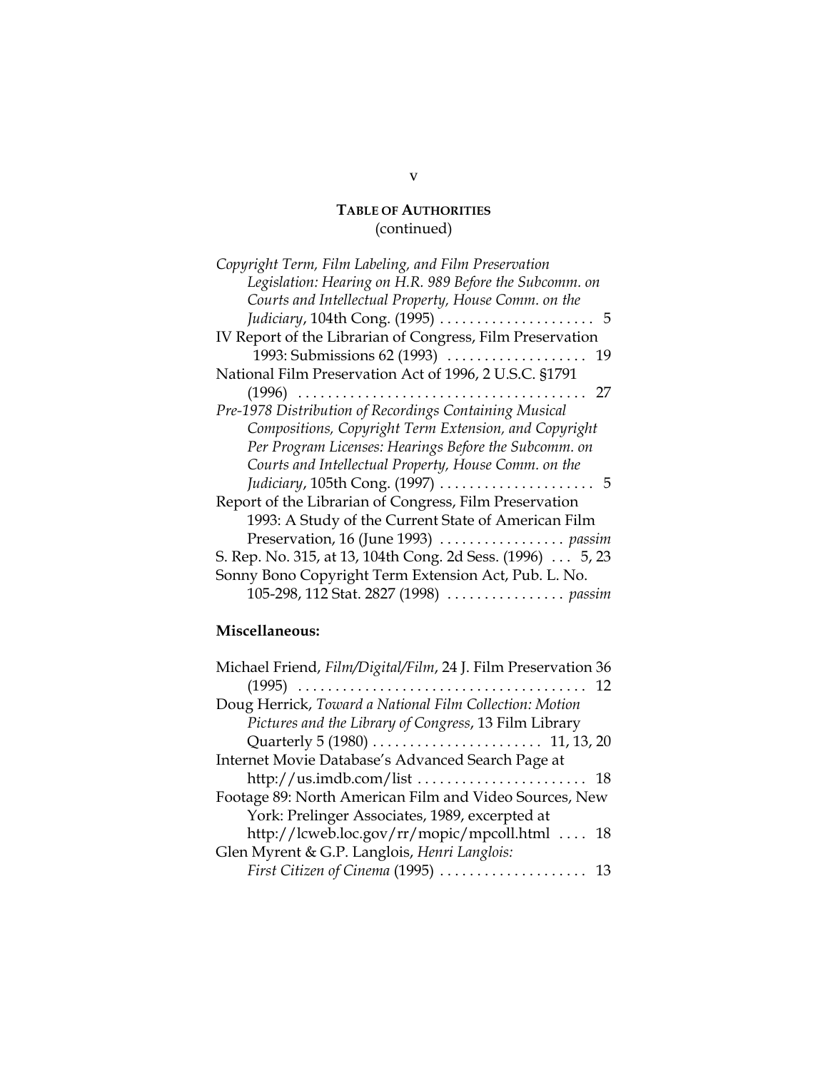**TABLE OF AUTHORITIES**
(continued)

*Copyright Term, Film Labeling, and Film Preservation Legislation: Hearing on H.R. 989 Before the Subcomm. on Courts and Intellectual Property, House Comm. on the Judiciary*, 104th Cong. (1995) . . . . . . . . . . . . . . . . . . . . . 5

IV Report of the Librarian of Congress, Film Preservation 1993: Submissions 62 (1993) . . . . . . . . . . . . . . . . . . . 19

National Film Preservation Act of 1996, 2 U.S.C. §1791 (1996) . . . . . . . . . . . . . . . . . . . . . . . . . . . . . . . . . . . . . . . 27

*Pre-1978 Distribution of Recordings Containing Musical Compositions, Copyright Term Extension, and Copyright Per Program Licenses: Hearings Before the Subcomm. on Courts and Intellectual Property, House Comm. on the Judiciary*, 105th Cong. (1997) . . . . . . . . . . . . . . . . . . . . . 5

Report of the Librarian of Congress, Film Preservation 1993: A Study of the Current State of American Film Preservation, 16 (June 1993) . . . . . . . . . . . . . . . . . *passim*

S. Rep. No. 315, at 13, 104th Cong. 2d Sess. (1996) . . . 5, 23

Sonny Bono Copyright Term Extension Act, Pub. L. No. 105-298, 112 Stat. 2827 (1998) . . . . . . . . . . . . . . . . *passim*

**Miscellaneous:**

Michael Friend, *Film/Digital/Film*, 24 J. Film Preservation 36 (1995) . . . . . . . . . . . . . . . . . . . . . . . . . . . . . . . . . . . . . . . 12

Doug Herrick, *Toward a National Film Collection: Motion Pictures and the Library of Congress*, 13 Film Library Quarterly 5 (1980) . . . . . . . . . . . . . . . . . . . . . . . 11, 13, 20

Internet Movie Database's Advanced Search Page at http://us.imdb.com/list . . . . . . . . . . . . . . . . . . . . . . 18

Footage 89: North American Film and Video Sources, New York: Prelinger Associates, 1989, excerpted at http://lcweb.loc.gov/rr/mopic/mpcoll.html . . . . 18

Glen Myrent & G.P. Langlois, *Henri Langlois: First Citizen of Cinema* (1995) . . . . . . . . . . . . . . . . . . . . 13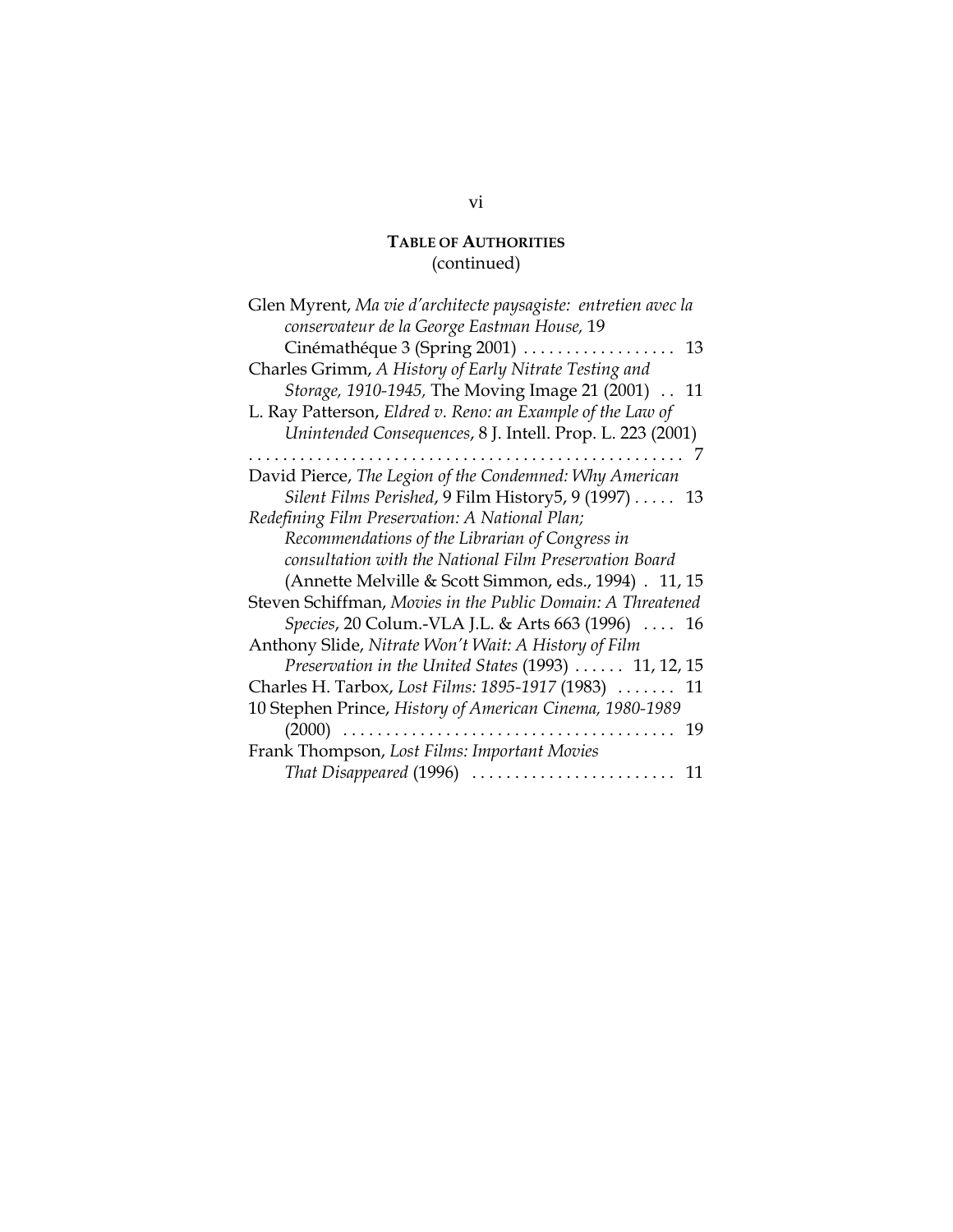**TABLE OF AUTHORITIES**
(continued)

Glen Myrent, *Ma vie d'architecte paysagiste: entretien avec la conservateur de la George Eastman House,* 19 Cinémathéque 3 (Spring 2001) . . . . . . . . . . . . . . . . . . 13

Charles Grimm, *A History of Early Nitrate Testing and Storage, 1910-1945,* The Moving Image 21 (2001) . . 11

L. Ray Patterson, *Eldred v. Reno: an Example of the Law of Unintended Consequences*, 8 J. Intell. Prop. L. 223 (2001) . . . . . . . . . . . . . . . . . . . . . . . . . . . . . . . . . . . . . . . . . . . . . . . . . . . 7

David Pierce, *The Legion of the Condemned: Why American Silent Films Perished*, 9 Film History5, 9 (1997) . . . . . 13

*Redefining Film Preservation: A National Plan; Recommendations of the Librarian of Congress in consultation with the National Film Preservation Board* (Annette Melville & Scott Simmon, eds., 1994) . 11, 15

Steven Schiffman, *Movies in the Public Domain: A Threatened Species*, 20 Colum.-VLA J.L. & Arts 663 (1996) . . . . 16

Anthony Slide, *Nitrate Won't Wait: A History of Film Preservation in the United States* (1993) . . . . . . 11, 12, 15

Charles H. Tarbox, *Lost Films: 1895-1917* (1983) . . . . . . . 11

10 Stephen Prince, *History of American Cinema, 1980-1989* (2000) . . . . . . . . . . . . . . . . . . . . . . . . . . . . . . . . . . . . . . . 19

Frank Thompson, *Lost Films: Important Movies That Disappeared* (1996) . . . . . . . . . . . . . . . . . . . . . . . . 11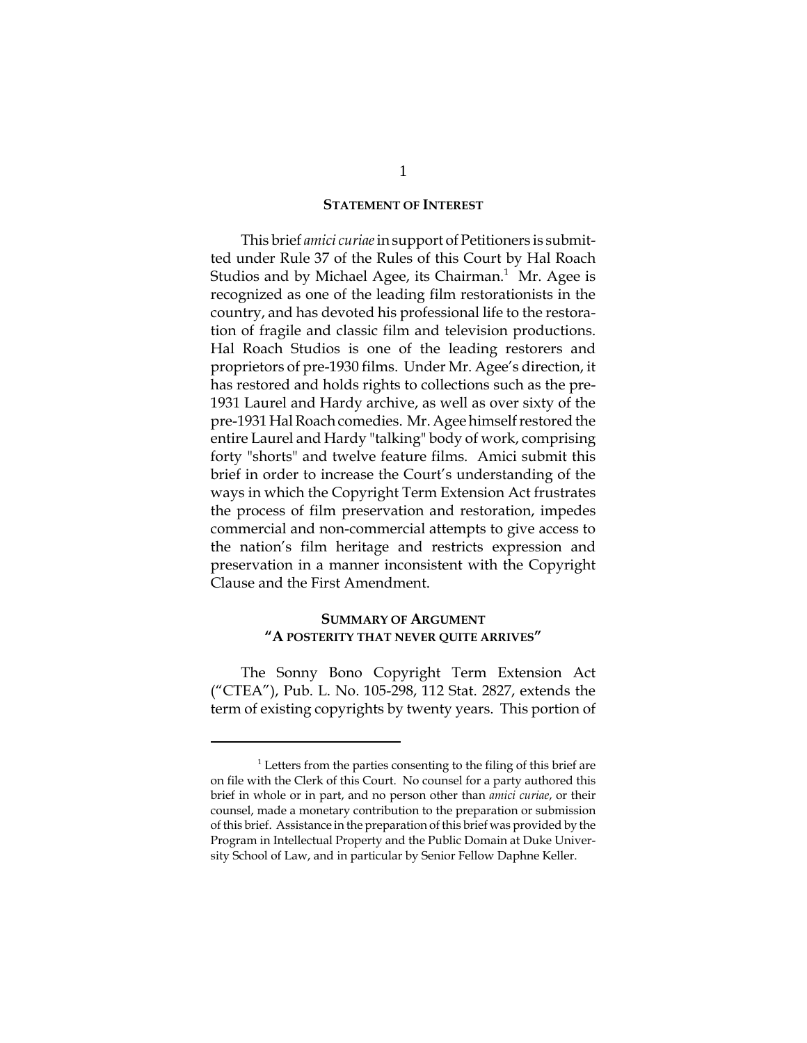## STATEMENT OF INTEREST

This brief *amici curiae* in support of Petitioners is submitted under Rule 37 of the Rules of this Court by Hal Roach Studios and by Michael Agee, its Chairman.[1] Mr. Agee is recognized as one of the leading film restorationists in the country, and has devoted his professional life to the restoration of fragile and classic film and television productions. Hal Roach Studios is one of the leading restorers and proprietors of pre-1930 films. Under Mr. Agee's direction, it has restored and holds rights to collections such as the pre-1931 Laurel and Hardy archive, as well as over sixty of the pre-1931 Hal Roach comedies. Mr. Agee himself restored the entire Laurel and Hardy "talking" body of work, comprising forty "shorts" and twelve feature films. Amici submit this brief in order to increase the Court's understanding of the ways in which the Copyright Term Extension Act frustrates the process of film preservation and restoration, impedes commercial and non-commercial attempts to give access to the nation's film heritage and restricts expression and preservation in a manner inconsistent with the Copyright Clause and the First Amendment.

## SUMMARY OF ARGUMENT
## "A POSTERITY THAT NEVER QUITE ARRIVES"

The Sonny Bono Copyright Term Extension Act ("CTEA"), Pub. L. No. 105-298, 112 Stat. 2827, extends the term of existing copyrights by twenty years. This portion of

[1] Letters from the parties consenting to the filing of this brief are on file with the Clerk of this Court. No counsel for a party authored this brief in whole or in part, and no person other than *amici curiae*, or their counsel, made a monetary contribution to the preparation or submission of this brief. Assistance in the preparation of this brief was provided by the Program in Intellectual Property and the Public Domain at Duke University School of Law, and in particular by Senior Fellow Daphne Keller.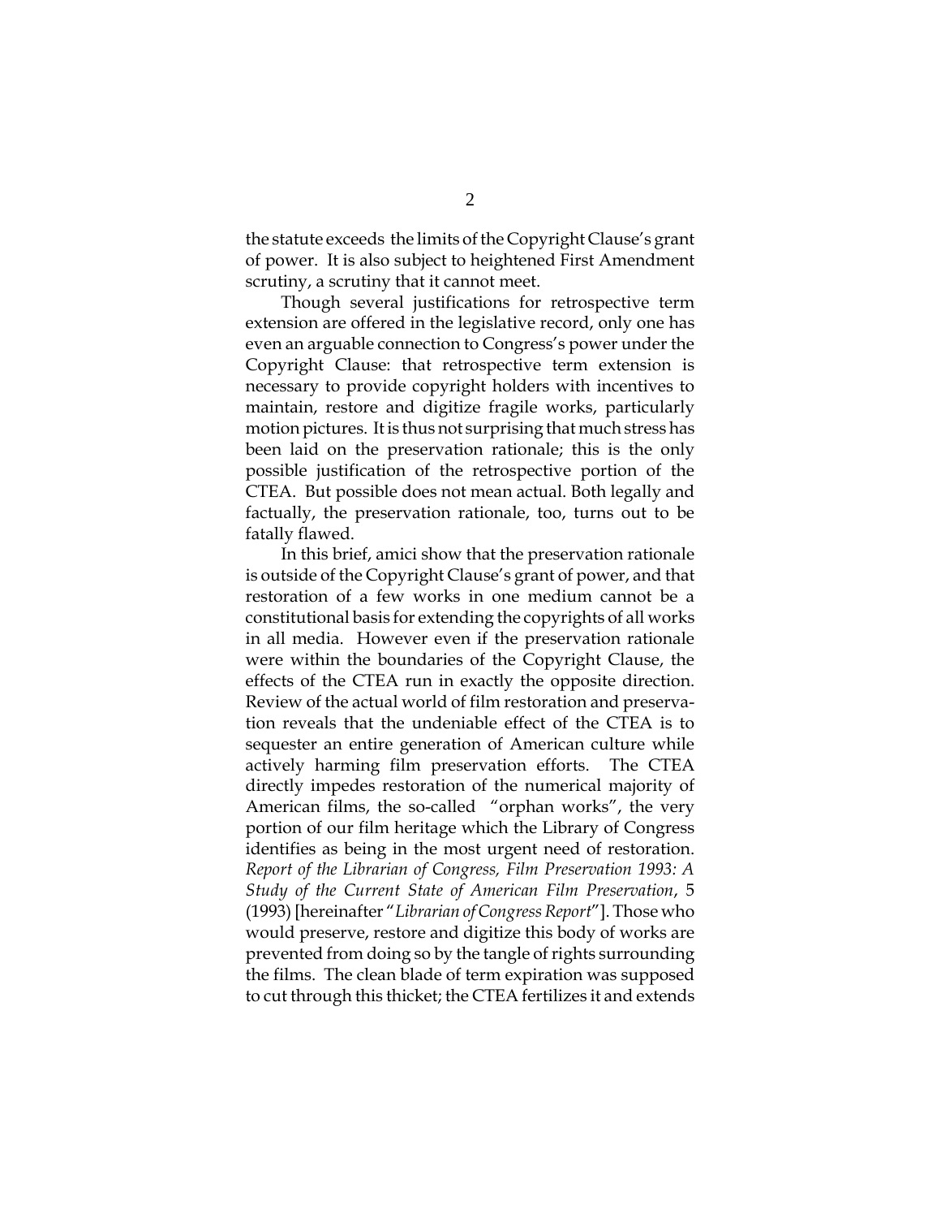the statute exceeds the limits of the Copyright Clause's grant of power. It is also subject to heightened First Amendment scrutiny, a scrutiny that it cannot meet.

Though several justifications for retrospective term extension are offered in the legislative record, only one has even an arguable connection to Congress's power under the Copyright Clause: that retrospective term extension is necessary to provide copyright holders with incentives to maintain, restore and digitize fragile works, particularly motion pictures. It is thus not surprising that much stress has been laid on the preservation rationale; this is the only possible justification of the retrospective portion of the CTEA. But possible does not mean actual. Both legally and factually, the preservation rationale, too, turns out to be fatally flawed.

In this brief, amici show that the preservation rationale is outside of the Copyright Clause's grant of power, and that restoration of a few works in one medium cannot be a constitutional basis for extending the copyrights of all works in all media. However even if the preservation rationale were within the boundaries of the Copyright Clause, the effects of the CTEA run in exactly the opposite direction. Review of the actual world of film restoration and preservation reveals that the undeniable effect of the CTEA is to sequester an entire generation of American culture while actively harming film preservation efforts. The CTEA directly impedes restoration of the numerical majority of American films, the so-called "orphan works", the very portion of our film heritage which the Library of Congress identifies as being in the most urgent need of restoration. *Report of the Librarian of Congress, Film Preservation 1993: A Study of the Current State of American Film Preservation*, 5 (1993) [hereinafter "*Librarian of Congress Report*"]. Those who would preserve, restore and digitize this body of works are prevented from doing so by the tangle of rights surrounding the films. The clean blade of term expiration was supposed to cut through this thicket; the CTEA fertilizes it and extends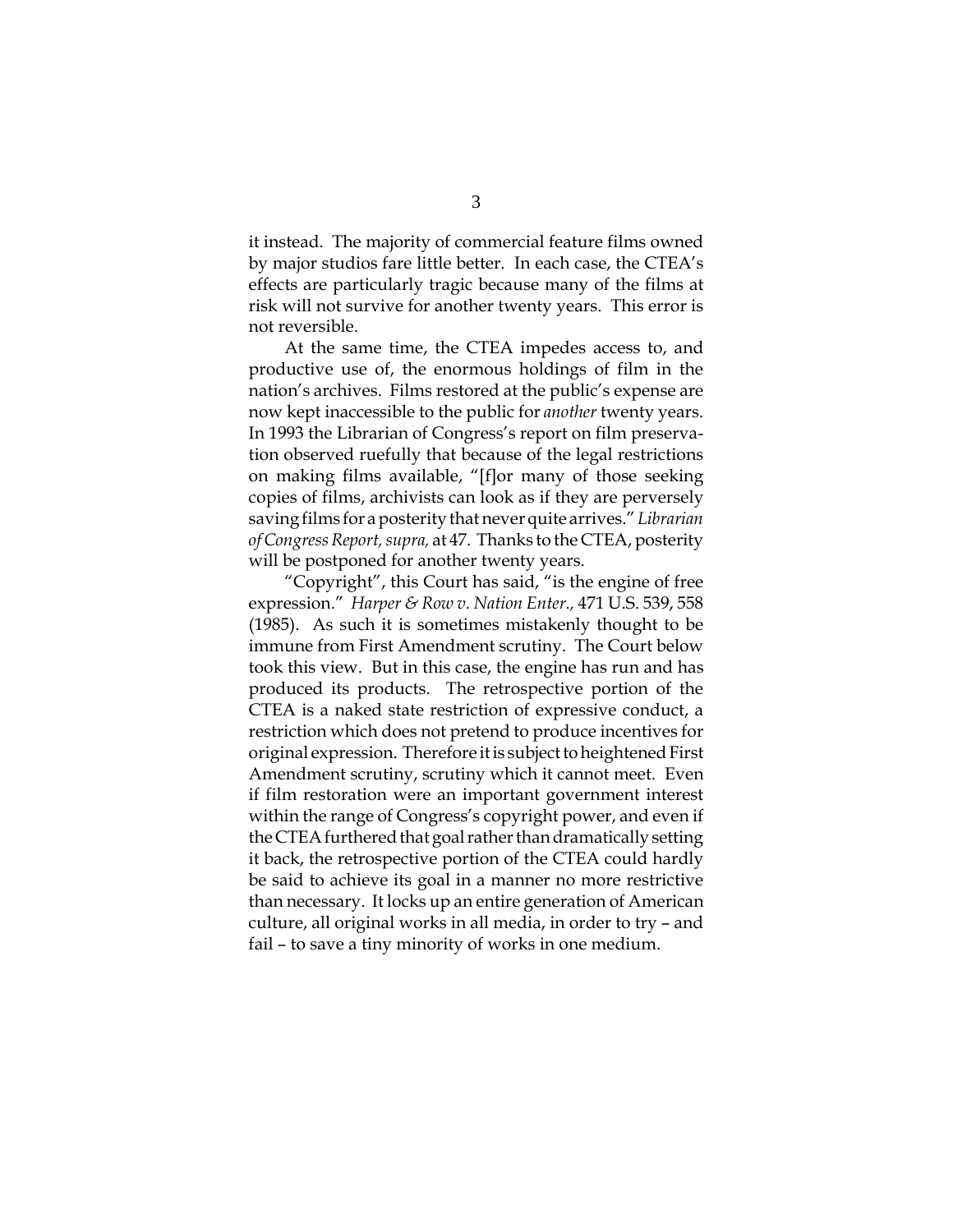it instead. The majority of commercial feature films owned by major studios fare little better. In each case, the CTEA's effects are particularly tragic because many of the films at risk will not survive for another twenty years. This error is not reversible.

At the same time, the CTEA impedes access to, and productive use of, the enormous holdings of film in the nation's archives. Films restored at the public's expense are now kept inaccessible to the public for *another* twenty years. In 1993 the Librarian of Congress's report on film preservation observed ruefully that because of the legal restrictions on making films available, "[f]or many of those seeking copies of films, archivists can look as if they are perversely saving films for a posterity that never quite arrives." *Librarian of Congress Report, supra,* at 47. Thanks to the CTEA, posterity will be postponed for another twenty years.

"Copyright", this Court has said, "is the engine of free expression." *Harper & Row v. Nation Enter.,* 471 U.S. 539, 558 (1985). As such it is sometimes mistakenly thought to be immune from First Amendment scrutiny. The Court below took this view. But in this case, the engine has run and has produced its products. The retrospective portion of the CTEA is a naked state restriction of expressive conduct, a restriction which does not pretend to produce incentives for original expression. Therefore it is subject to heightened First Amendment scrutiny, scrutiny which it cannot meet. Even if film restoration were an important government interest within the range of Congress's copyright power, and even if the CTEA furthered that goal rather than dramatically setting it back, the retrospective portion of the CTEA could hardly be said to achieve its goal in a manner no more restrictive than necessary. It locks up an entire generation of American culture, all original works in all media, in order to try – and fail – to save a tiny minority of works in one medium.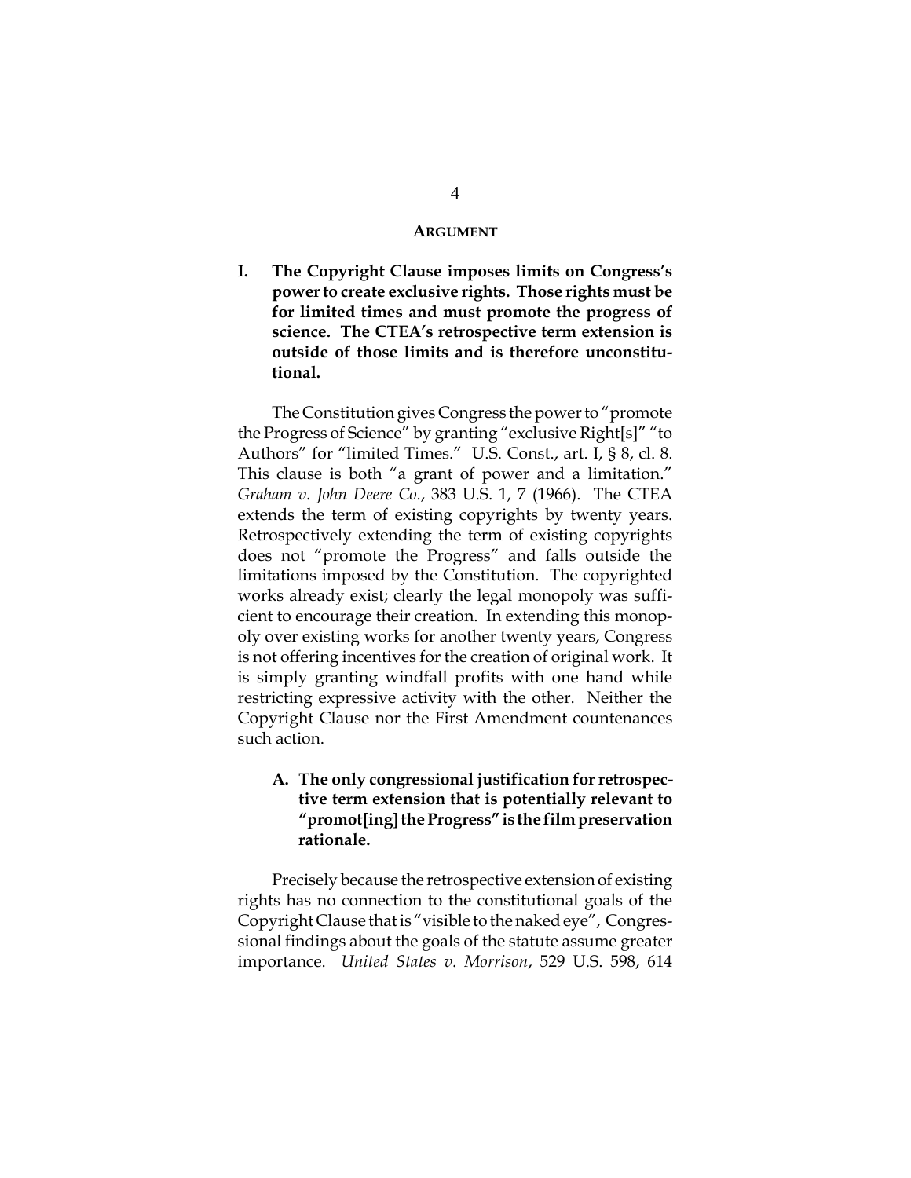## ARGUMENT

### I. The Copyright Clause imposes limits on Congress's power to create exclusive rights. Those rights must be for limited times and must promote the progress of science. The CTEA's retrospective term extension is outside of those limits and is therefore unconstitutional.

The Constitution gives Congress the power to "promote the Progress of Science" by granting "exclusive Right[s]" "to Authors" for "limited Times." U.S. Const., art. I, § 8, cl. 8. This clause is both "a grant of power and a limitation." *Graham v. John Deere Co.*, 383 U.S. 1, 7 (1966). The CTEA extends the term of existing copyrights by twenty years. Retrospectively extending the term of existing copyrights does not "promote the Progress" and falls outside the limitations imposed by the Constitution. The copyrighted works already exist; clearly the legal monopoly was sufficient to encourage their creation. In extending this monopoly over existing works for another twenty years, Congress is not offering incentives for the creation of original work. It is simply granting windfall profits with one hand while restricting expressive activity with the other. Neither the Copyright Clause nor the First Amendment countenances such action.

#### A. The only congressional justification for retrospective term extension that is potentially relevant to "promot[ing] the Progress" is the film preservation rationale.

Precisely because the retrospective extension of existing rights has no connection to the constitutional goals of the Copyright Clause that is "visible to the naked eye", Congressional findings about the goals of the statute assume greater importance. *United States v. Morrison*, 529 U.S. 598, 614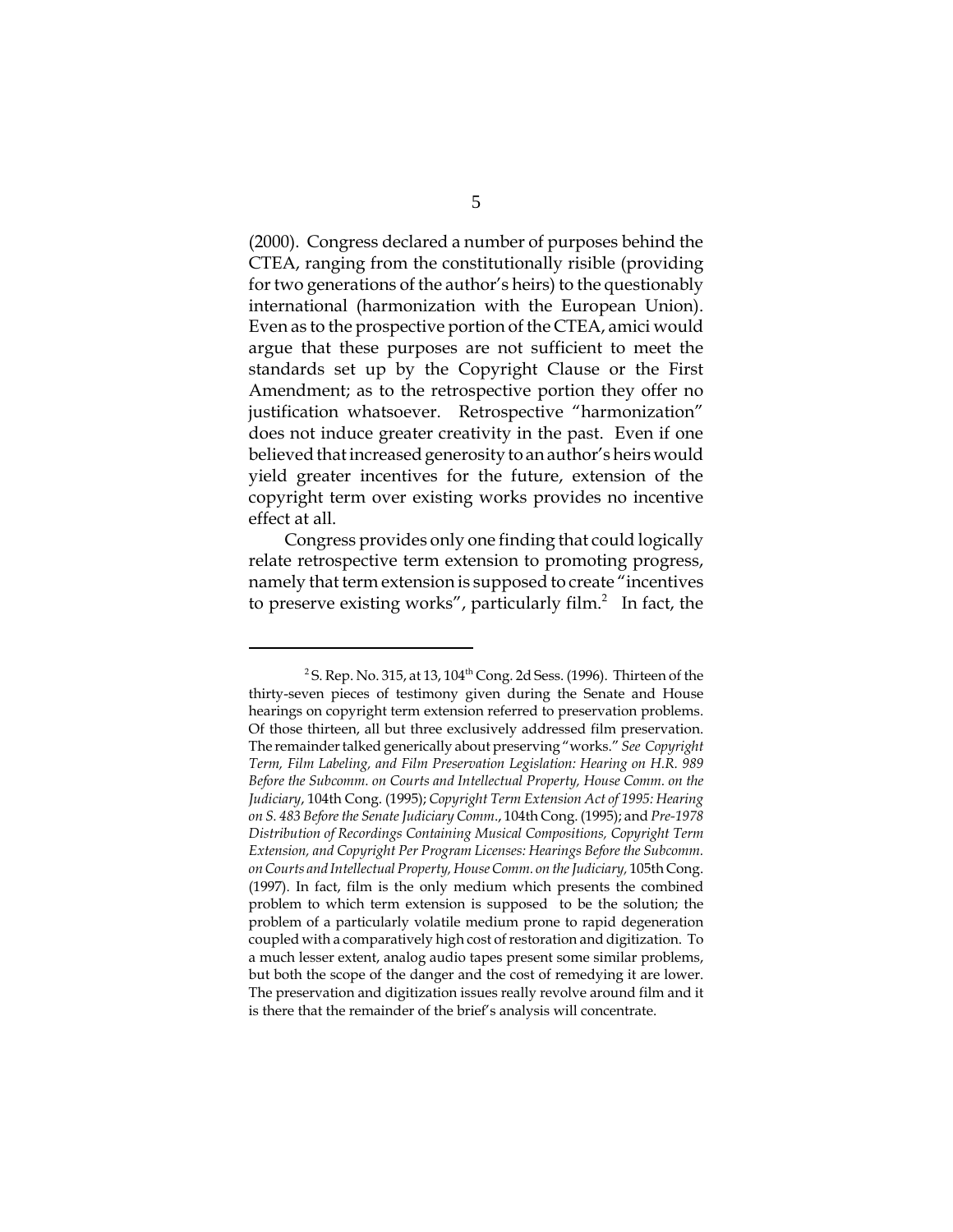(2000). Congress declared a number of purposes behind the CTEA, ranging from the constitutionally risible (providing for two generations of the author's heirs) to the questionably international (harmonization with the European Union). Even as to the prospective portion of the CTEA, amici would argue that these purposes are not sufficient to meet the standards set up by the Copyright Clause or the First Amendment; as to the retrospective portion they offer no justification whatsoever. Retrospective "harmonization" does not induce greater creativity in the past. Even if one believed that increased generosity to an author's heirs would yield greater incentives for the future, extension of the copyright term over existing works provides no incentive effect at all.

Congress provides only one finding that could logically relate retrospective term extension to promoting progress, namely that term extension is supposed to create "incentives to preserve existing works", particularly film.[2] In fact, the

---

[2] S. Rep. No. 315, at 13, 104th Cong. 2d Sess. (1996). Thirteen of the thirty-seven pieces of testimony given during the Senate and House hearings on copyright term extension referred to preservation problems. Of those thirteen, all but three exclusively addressed film preservation. The remainder talked generically about preserving "works." *See Copyright Term, Film Labeling, and Film Preservation Legislation: Hearing on H.R. 989 Before the Subcomm. on Courts and Intellectual Property, House Comm. on the Judiciary*, 104th Cong. (1995); *Copyright Term Extension Act of 1995: Hearing on S. 483 Before the Senate Judiciary Comm.*, 104th Cong. (1995); and *Pre-1978 Distribution of Recordings Containing Musical Compositions, Copyright Term Extension, and Copyright Per Program Licenses: Hearings Before the Subcomm. on Courts and Intellectual Property, House Comm. on the Judiciary,* 105th Cong. (1997). In fact, film is the only medium which presents the combined problem to which term extension is supposed to be the solution; the problem of a particularly volatile medium prone to rapid degeneration coupled with a comparatively high cost of restoration and digitization. To a much lesser extent, analog audio tapes present some similar problems, but both the scope of the danger and the cost of remedying it are lower. The preservation and digitization issues really revolve around film and it is there that the remainder of the brief's analysis will concentrate.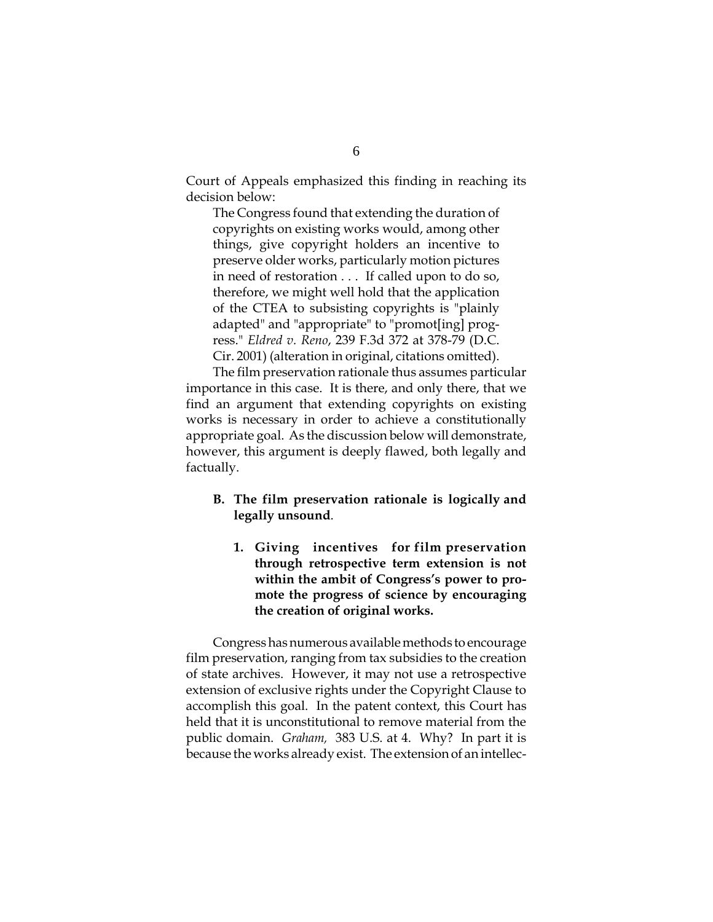Court of Appeals emphasized this finding in reaching its decision below:

> The Congress found that extending the duration of copyrights on existing works would, among other things, give copyright holders an incentive to preserve older works, particularly motion pictures in need of restoration . . . If called upon to do so, therefore, we might well hold that the application of the CTEA to subsisting copyrights is "plainly adapted" and "appropriate" to "promot[ing] progress." *Eldred v. Reno*, 239 F.3d 372 at 378-79 (D.C. Cir. 2001) (alteration in original, citations omitted).

The film preservation rationale thus assumes particular importance in this case. It is there, and only there, that we find an argument that extending copyrights on existing works is necessary in order to achieve a constitutionally appropriate goal. As the discussion below will demonstrate, however, this argument is deeply flawed, both legally and factually.

### B. The film preservation rationale is logically and legally unsound.

#### 1. Giving incentives for film preservation through retrospective term extension is not within the ambit of Congress's power to promote the progress of science by encouraging the creation of original works.

Congress has numerous available methods to encourage film preservation, ranging from tax subsidies to the creation of state archives. However, it may not use a retrospective extension of exclusive rights under the Copyright Clause to accomplish this goal. In the patent context, this Court has held that it is unconstitutional to remove material from the public domain. *Graham,* 383 U.S. at 4. Why? In part it is because the works already exist. The extension of an intellec-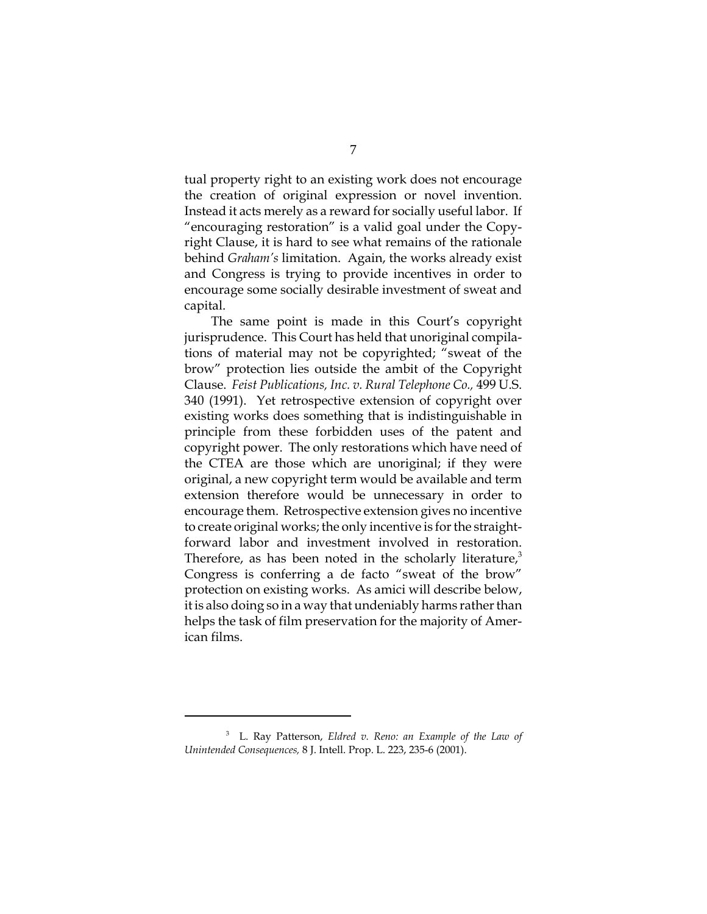tual property right to an existing work does not encourage the creation of original expression or novel invention. Instead it acts merely as a reward for socially useful labor. If "encouraging restoration" is a valid goal under the Copyright Clause, it is hard to see what remains of the rationale behind *Graham's* limitation. Again, the works already exist and Congress is trying to provide incentives in order to encourage some socially desirable investment of sweat and capital.

The same point is made in this Court's copyright jurisprudence. This Court has held that unoriginal compilations of material may not be copyrighted; "sweat of the brow" protection lies outside the ambit of the Copyright Clause. *Feist Publications, Inc. v. Rural Telephone Co.,* 499 U.S. 340 (1991). Yet retrospective extension of copyright over existing works does something that is indistinguishable in principle from these forbidden uses of the patent and copyright power. The only restorations which have need of the CTEA are those which are unoriginal; if they were original, a new copyright term would be available and term extension therefore would be unnecessary in order to encourage them. Retrospective extension gives no incentive to create original works; the only incentive is for the straightforward labor and investment involved in restoration. Therefore, as has been noted in the scholarly literature,[3] Congress is conferring a de facto "sweat of the brow" protection on existing works. As amici will describe below, it is also doing so in a way that undeniably harms rather than helps the task of film preservation for the majority of American films.

---

[3] L. Ray Patterson, *Eldred v. Reno: an Example of the Law of Unintended Consequences,* 8 J. Intell. Prop. L. 223, 235-6 (2001).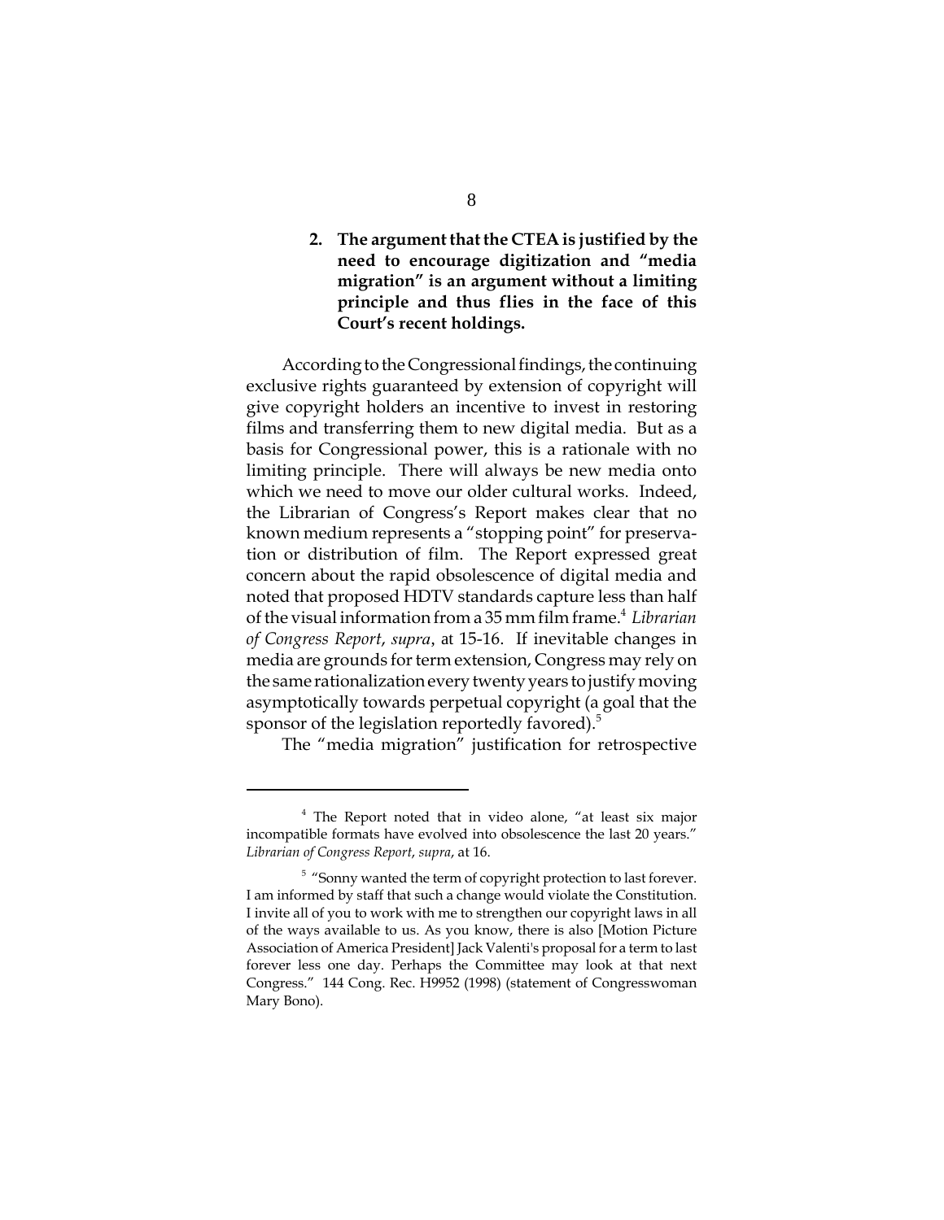**2. The argument that the CTEA is justified by the need to encourage digitization and "media migration" is an argument without a limiting principle and thus flies in the face of this Court's recent holdings.**

According to the Congressional findings, the continuing exclusive rights guaranteed by extension of copyright will give copyright holders an incentive to invest in restoring films and transferring them to new digital media. But as a basis for Congressional power, this is a rationale with no limiting principle. There will always be new media onto which we need to move our older cultural works. Indeed, the Librarian of Congress's Report makes clear that no known medium represents a "stopping point" for preservation or distribution of film. The Report expressed great concern about the rapid obsolescence of digital media and noted that proposed HDTV standards capture less than half of the visual information from a 35 mm film frame.[4] *Librarian of Congress Report*, *supra*, at 15-16. If inevitable changes in media are grounds for term extension, Congress may rely on the same rationalization every twenty years to justify moving asymptotically towards perpetual copyright (a goal that the sponsor of the legislation reportedly favored).[5]

The "media migration" justification for retrospective

---

[4] The Report noted that in video alone, "at least six major incompatible formats have evolved into obsolescence the last 20 years." *Librarian of Congress Report*, *supra*, at 16.

[5] "Sonny wanted the term of copyright protection to last forever. I am informed by staff that such a change would violate the Constitution. I invite all of you to work with me to strengthen our copyright laws in all of the ways available to us. As you know, there is also [Motion Picture Association of America President] Jack Valenti's proposal for a term to last forever less one day. Perhaps the Committee may look at that next Congress." 144 Cong. Rec. H9952 (1998) (statement of Congresswoman Mary Bono).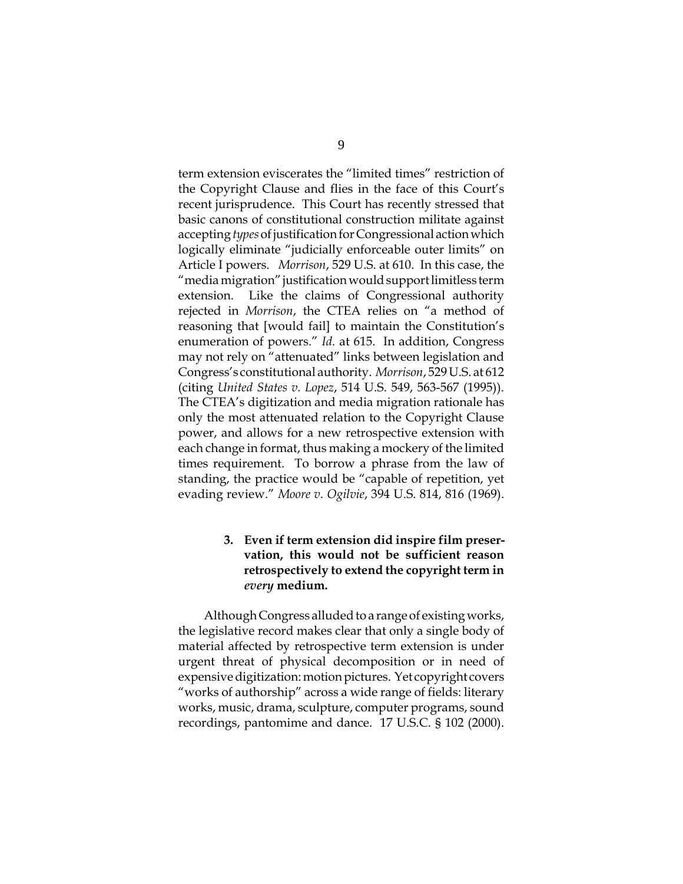term extension eviscerates the "limited times" restriction of the Copyright Clause and flies in the face of this Court's recent jurisprudence. This Court has recently stressed that basic canons of constitutional construction militate against accepting *types* of justification for Congressional action which logically eliminate "judicially enforceable outer limits" on Article I powers. *Morrison*, 529 U.S. at 610. In this case, the "media migration" justification would support limitless term extension. Like the claims of Congressional authority rejected in *Morrison*, the CTEA relies on "a method of reasoning that [would fail] to maintain the Constitution's enumeration of powers." *Id.* at 615. In addition, Congress may not rely on "attenuated" links between legislation and Congress's constitutional authority. *Morrison*, 529 U.S. at 612 (citing *United States v. Lopez*, 514 U.S. 549, 563-567 (1995)). The CTEA's digitization and media migration rationale has only the most attenuated relation to the Copyright Clause power, and allows for a new retrospective extension with each change in format, thus making a mockery of the limited times requirement. To borrow a phrase from the law of standing, the practice would be "capable of repetition, yet evading review." *Moore v. Ogilvie*, 394 U.S. 814, 816 (1969).

### 3. Even if term extension did inspire film preservation, this would not be sufficient reason retrospectively to extend the copyright term in *every* medium.

Although Congress alluded to a range of existing works, the legislative record makes clear that only a single body of material affected by retrospective term extension is under urgent threat of physical decomposition or in need of expensive digitization: motion pictures. Yet copyright covers "works of authorship" across a wide range of fields: literary works, music, drama, sculpture, computer programs, sound recordings, pantomime and dance. 17 U.S.C. § 102 (2000).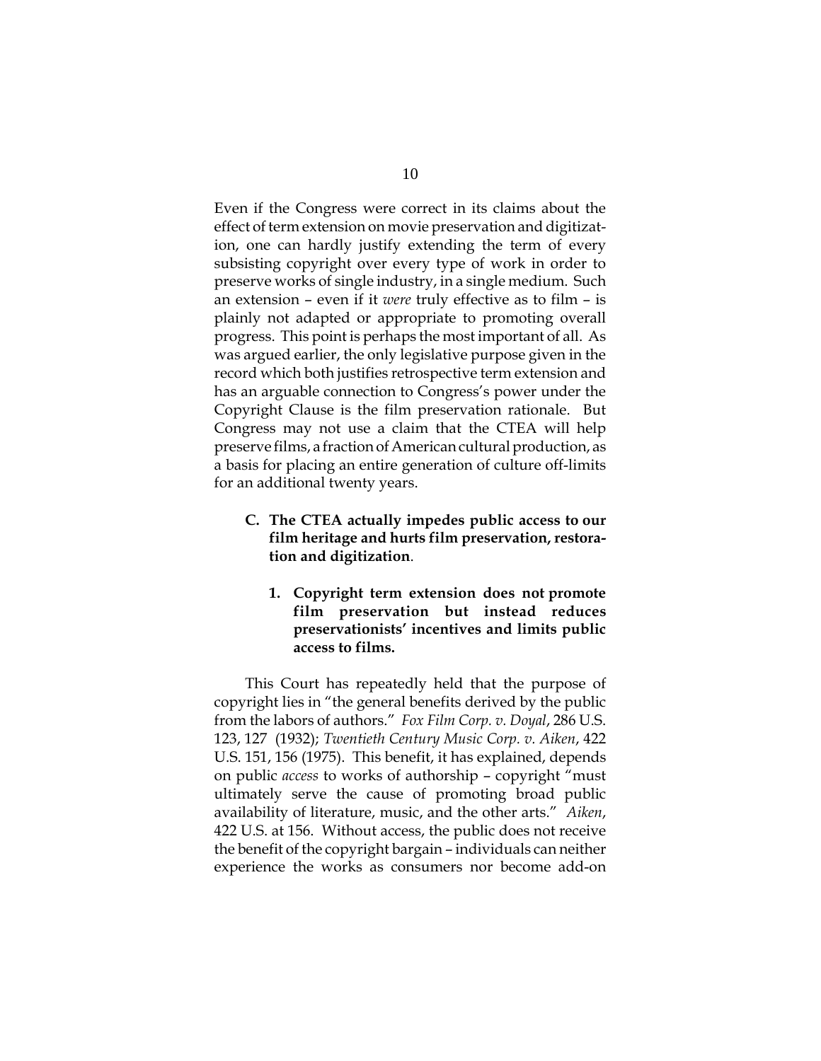Even if the Congress were correct in its claims about the effect of term extension on movie preservation and digitization, one can hardly justify extending the term of every subsisting copyright over every type of work in order to preserve works of single industry, in a single medium. Such an extension – even if it *were* truly effective as to film – is plainly not adapted or appropriate to promoting overall progress. This point is perhaps the most important of all. As was argued earlier, the only legislative purpose given in the record which both justifies retrospective term extension and has an arguable connection to Congress's power under the Copyright Clause is the film preservation rationale. But Congress may not use a claim that the CTEA will help preserve films, a fraction of American cultural production, as a basis for placing an entire generation of culture off-limits for an additional twenty years.

### C. The CTEA actually impedes public access to our film heritage and hurts film preservation, restoration and digitization.

#### 1. Copyright term extension does not promote film preservation but instead reduces preservationists' incentives and limits public access to films.

This Court has repeatedly held that the purpose of copyright lies in "the general benefits derived by the public from the labors of authors." *Fox Film Corp. v. Doyal*, 286 U.S. 123, 127 (1932); *Twentieth Century Music Corp. v. Aiken*, 422 U.S. 151, 156 (1975). This benefit, it has explained, depends on public *access* to works of authorship – copyright "must ultimately serve the cause of promoting broad public availability of literature, music, and the other arts." *Aiken*, 422 U.S. at 156. Without access, the public does not receive the benefit of the copyright bargain – individuals can neither experience the works as consumers nor become add-on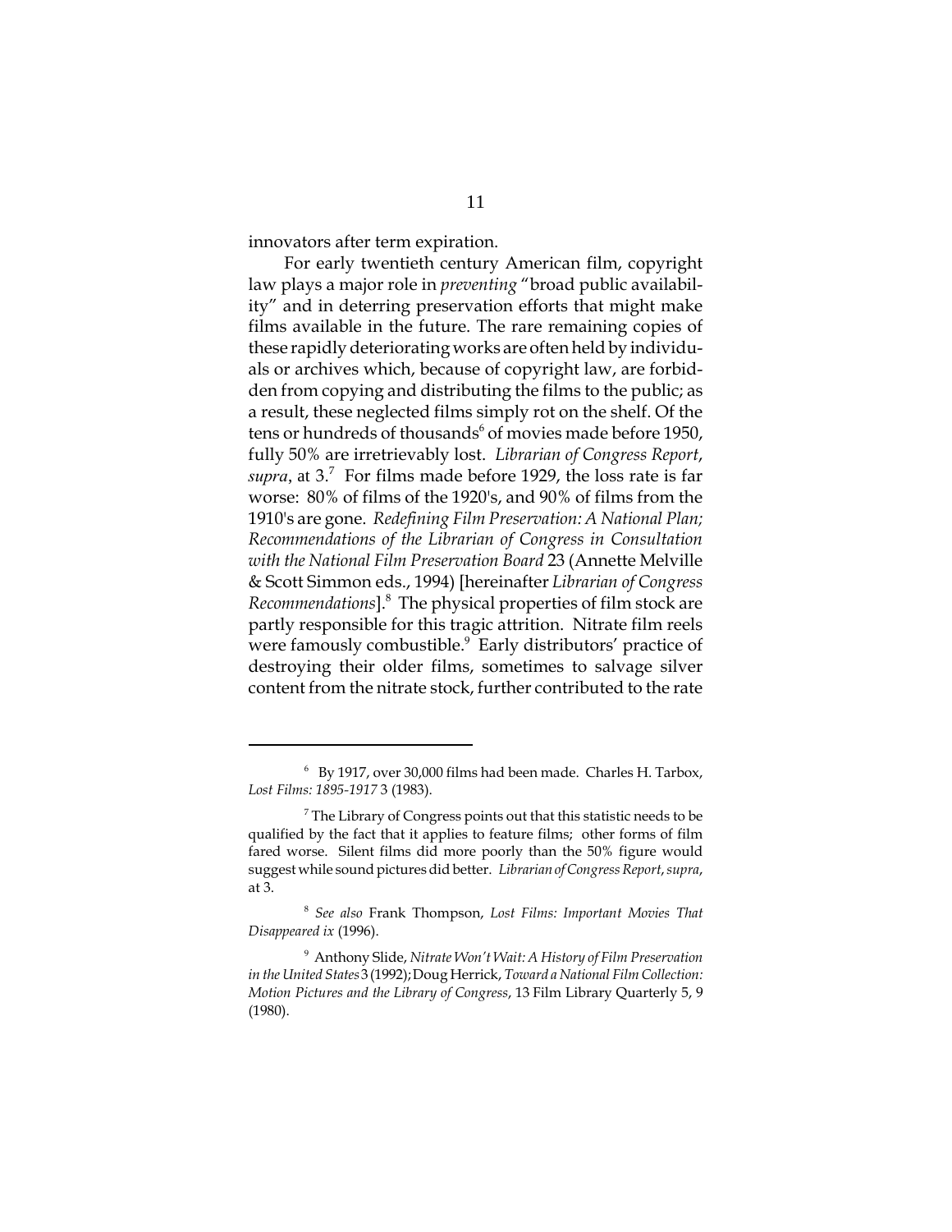innovators after term expiration.

For early twentieth century American film, copyright law plays a major role in *preventing* "broad public availability" and in deterring preservation efforts that might make films available in the future. The rare remaining copies of these rapidly deteriorating works are often held by individuals or archives which, because of copyright law, are forbidden from copying and distributing the films to the public; as a result, these neglected films simply rot on the shelf. Of the tens or hundreds of thousands[6] of movies made before 1950, fully 50% are irretrievably lost. *Librarian of Congress Report*, *supra*, at 3.[7] For films made before 1929, the loss rate is far worse: 80% of films of the 1920's, and 90% of films from the 1910's are gone. *Redefining Film Preservation: A National Plan; Recommendations of the Librarian of Congress in Consultation with the National Film Preservation Board* 23 (Annette Melville & Scott Simmon eds., 1994) [hereinafter *Librarian of Congress Recommendations*].[8] The physical properties of film stock are partly responsible for this tragic attrition. Nitrate film reels were famously combustible.[9] Early distributors' practice of destroying their older films, sometimes to salvage silver content from the nitrate stock, further contributed to the rate

---

[6] By 1917, over 30,000 films had been made. Charles H. Tarbox, *Lost Films: 1895-1917* 3 (1983).

[7] The Library of Congress points out that this statistic needs to be qualified by the fact that it applies to feature films; other forms of film fared worse. Silent films did more poorly than the 50% figure would suggest while sound pictures did better. *Librarian of Congress Report*, *supra*, at 3.

[8] *See also* Frank Thompson, *Lost Films: Important Movies That Disappeared ix* (1996).

[9] Anthony Slide, *Nitrate Won't Wait: A History of Film Preservation in the United States* 3 (1992); Doug Herrick, *Toward a National Film Collection: Motion Pictures and the Library of Congress*, 13 Film Library Quarterly 5, 9 (1980).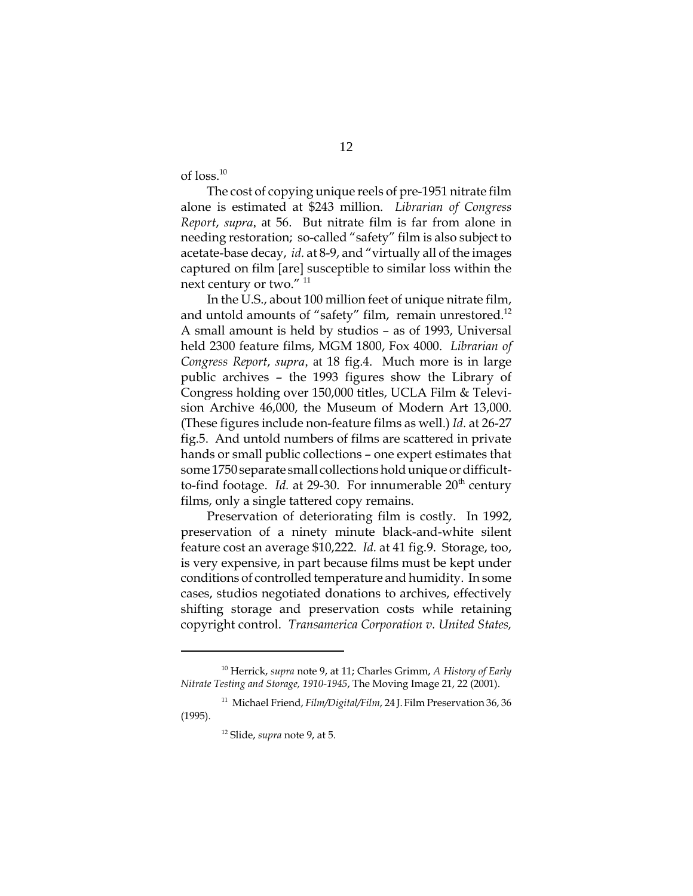of loss.[10]

The cost of copying unique reels of pre-1951 nitrate film alone is estimated at $243 million. *Librarian of Congress Report*, *supra*, at 56. But nitrate film is far from alone in needing restoration; so-called "safety" film is also subject to acetate-base decay, *id.* at 8-9, and "virtually all of the images captured on film [are] susceptible to similar loss within the next century or two." [11]

In the U.S., about 100 million feet of unique nitrate film, and untold amounts of "safety" film, remain unrestored.[12] A small amount is held by studios – as of 1993, Universal held 2300 feature films, MGM 1800, Fox 4000. *Librarian of Congress Report*, *supra*, at 18 fig.4. Much more is in large public archives – the 1993 figures show the Library of Congress holding over 150,000 titles, UCLA Film & Television Archive 46,000, the Museum of Modern Art 13,000. (These figures include non-feature films as well.) *Id.* at 26-27 fig.5. And untold numbers of films are scattered in private hands or small public collections – one expert estimates that some 1750 separate small collections hold unique or difficult-to-find footage. *Id.* at 29-30. For innumerable 20th century films, only a single tattered copy remains.

Preservation of deteriorating film is costly. In 1992, preservation of a ninety minute black-and-white silent feature cost an average $10,222. *Id.* at 41 fig.9. Storage, too, is very expensive, in part because films must be kept under conditions of controlled temperature and humidity. In some cases, studios negotiated donations to archives, effectively shifting storage and preservation costs while retaining copyright control. *Transamerica Corporation v. United States,*

---

[10] Herrick, *supra* note 9, at 11; Charles Grimm, *A History of Early Nitrate Testing and Storage, 1910-1945*, The Moving Image 21, 22 (2001).

[11] Michael Friend, *Film/Digital/Film*, 24 J. Film Preservation 36, 36 (1995).

[12] Slide, *supra* note 9, at 5.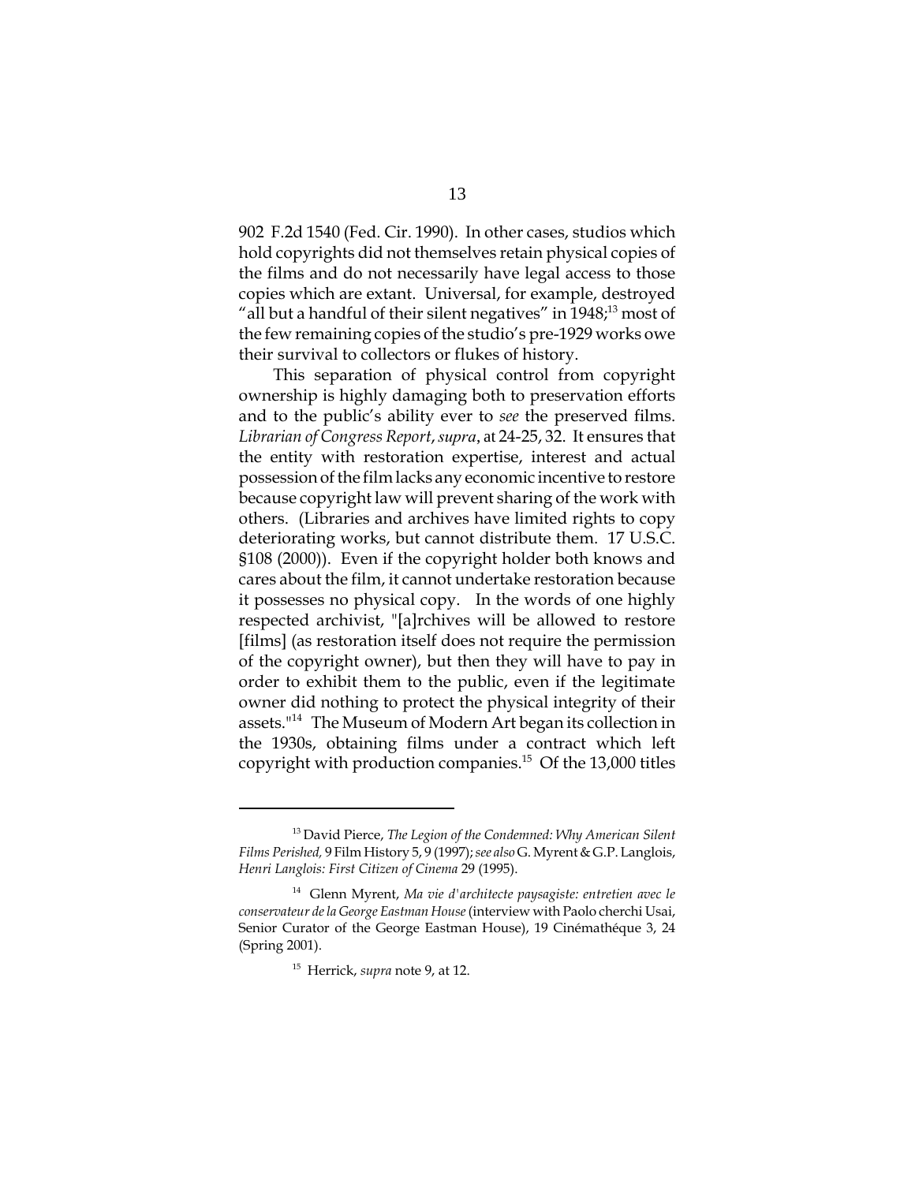902 F.2d 1540 (Fed. Cir. 1990). In other cases, studios which hold copyrights did not themselves retain physical copies of the films and do not necessarily have legal access to those copies which are extant. Universal, for example, destroyed "all but a handful of their silent negatives" in 1948;[13] most of the few remaining copies of the studio's pre-1929 works owe their survival to collectors or flukes of history.

This separation of physical control from copyright ownership is highly damaging both to preservation efforts and to the public's ability ever to *see* the preserved films. *Librarian of Congress Report*, *supra*, at 24-25, 32. It ensures that the entity with restoration expertise, interest and actual possession of the film lacks any economic incentive to restore because copyright law will prevent sharing of the work with others. (Libraries and archives have limited rights to copy deteriorating works, but cannot distribute them. 17 U.S.C. §108 (2000)). Even if the copyright holder both knows and cares about the film, it cannot undertake restoration because it possesses no physical copy. In the words of one highly respected archivist, "[a]rchives will be allowed to restore [films] (as restoration itself does not require the permission of the copyright owner), but then they will have to pay in order to exhibit them to the public, even if the legitimate owner did nothing to protect the physical integrity of their assets."[14] The Museum of Modern Art began its collection in the 1930s, obtaining films under a contract which left copyright with production companies.[15] Of the 13,000 titles

---

[13] David Pierce, *The Legion of the Condemned: Why American Silent Films Perished,* 9 Film History 5, 9 (1997); *see also* G. Myrent & G.P. Langlois, *Henri Langlois: First Citizen of Cinema* 29 (1995).

[14] Glenn Myrent, *Ma vie d'architecte paysagiste: entretien avec le conservateur de la George Eastman House* (interview with Paolo cherchi Usai, Senior Curator of the George Eastman House), 19 Cinémathéque 3, 24 (Spring 2001).

[15] Herrick, *supra* note 9, at 12.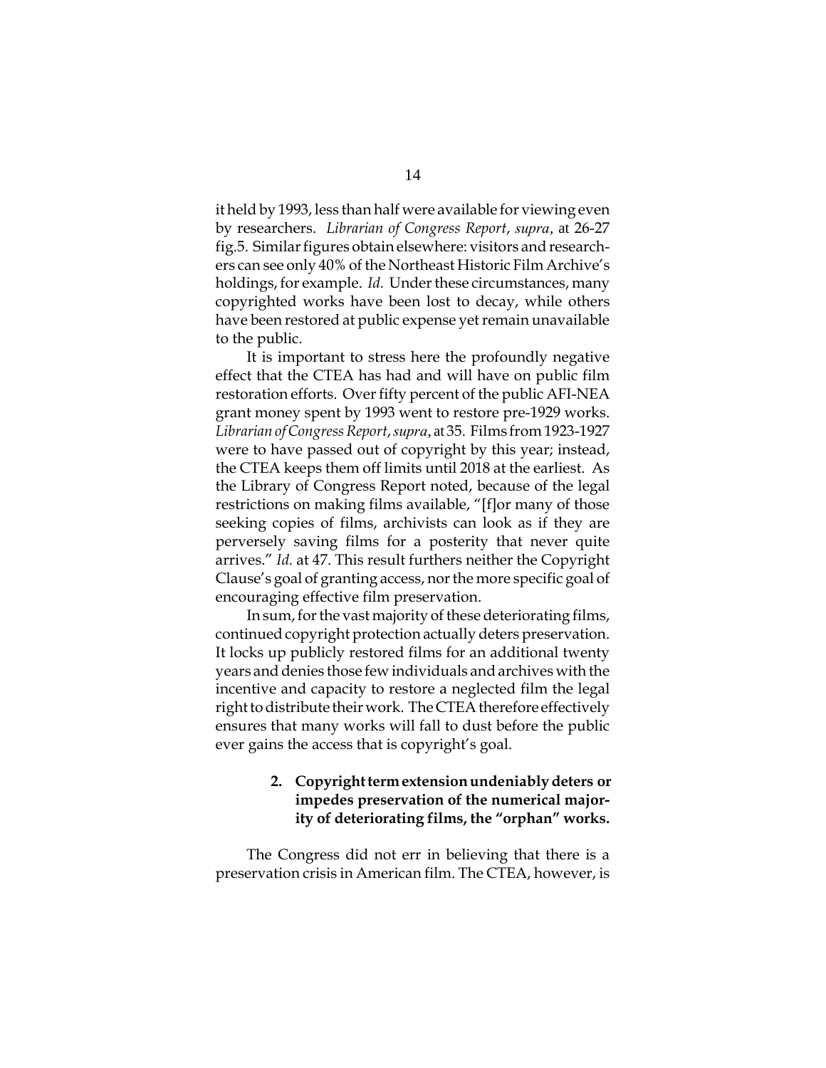it held by 1993, less than half were available for viewing even by researchers. *Librarian of Congress Report*, *supra*, at 26-27 fig.5. Similar figures obtain elsewhere: visitors and researchers can see only 40% of the Northeast Historic Film Archive's holdings, for example. *Id.* Under these circumstances, many copyrighted works have been lost to decay, while others have been restored at public expense yet remain unavailable to the public.

It is important to stress here the profoundly negative effect that the CTEA has had and will have on public film restoration efforts. Over fifty percent of the public AFI-NEA grant money spent by 1993 went to restore pre-1929 works. *Librarian of Congress Report*, *supra*, at 35. Films from 1923-1927 were to have passed out of copyright by this year; instead, the CTEA keeps them off limits until 2018 at the earliest. As the Library of Congress Report noted, because of the legal restrictions on making films available, "[f]or many of those seeking copies of films, archivists can look as if they are perversely saving films for a posterity that never quite arrives." *Id.* at 47. This result furthers neither the Copyright Clause's goal of granting access, nor the more specific goal of encouraging effective film preservation.

In sum, for the vast majority of these deteriorating films, continued copyright protection actually deters preservation. It locks up publicly restored films for an additional twenty years and denies those few individuals and archives with the incentive and capacity to restore a neglected film the legal right to distribute their work. The CTEA therefore effectively ensures that many works will fall to dust before the public ever gains the access that is copyright's goal.

#### 2. Copyright term extension undeniably deters or impedes preservation of the numerical majority of deteriorating films, the "orphan" works.

The Congress did not err in believing that there is a preservation crisis in American film. The CTEA, however, is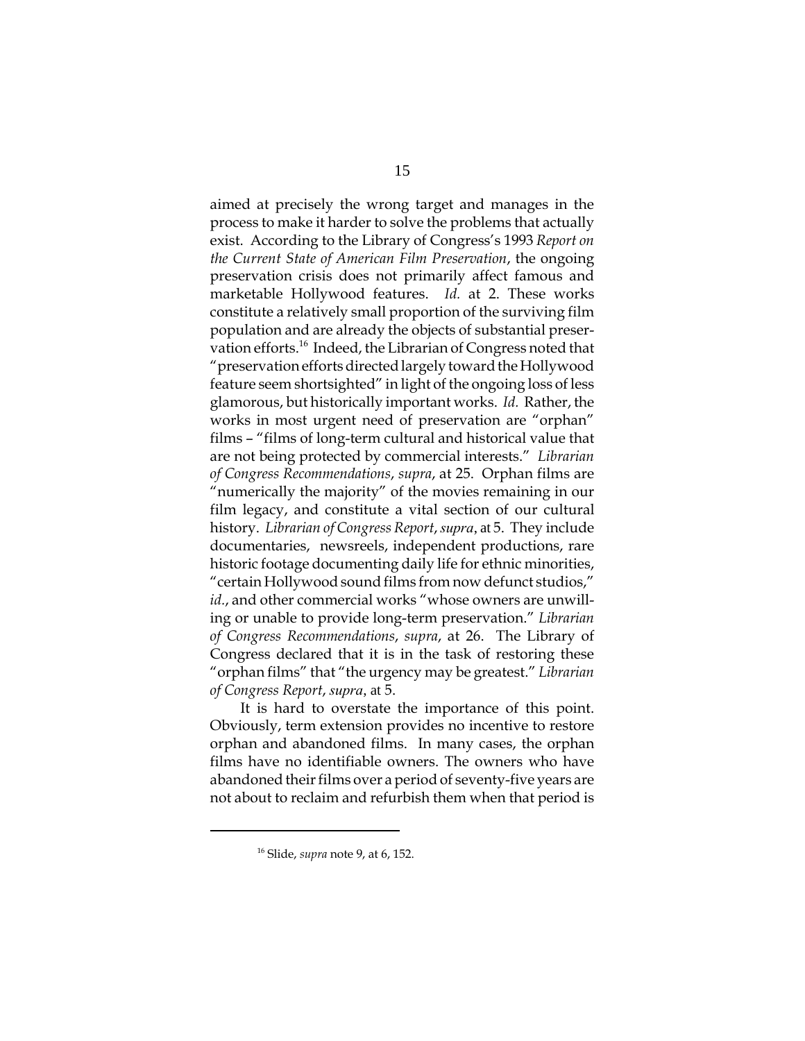aimed at precisely the wrong target and manages in the process to make it harder to solve the problems that actually exist. According to the Library of Congress's 1993 *Report on the Current State of American Film Preservation*, the ongoing preservation crisis does not primarily affect famous and marketable Hollywood features. *Id.* at 2. These works constitute a relatively small proportion of the surviving film population and are already the objects of substantial preservation efforts.[16] Indeed, the Librarian of Congress noted that "preservation efforts directed largely toward the Hollywood feature seem shortsighted" in light of the ongoing loss of less glamorous, but historically important works. *Id.* Rather, the works in most urgent need of preservation are "orphan" films – "films of long-term cultural and historical value that are not being protected by commercial interests." *Librarian of Congress Recommendations*, *supra*, at 25. Orphan films are "numerically the majority" of the movies remaining in our film legacy, and constitute a vital section of our cultural history. *Librarian of Congress Report*, *supra*, at 5. They include documentaries, newsreels, independent productions, rare historic footage documenting daily life for ethnic minorities, "certain Hollywood sound films from now defunct studios," *id.*, and other commercial works "whose owners are unwilling or unable to provide long-term preservation." *Librarian of Congress Recommendations*, *supra*, at 26. The Library of Congress declared that it is in the task of restoring these "orphan films" that "the urgency may be greatest." *Librarian of Congress Report*, *supra*, at 5.

It is hard to overstate the importance of this point. Obviously, term extension provides no incentive to restore orphan and abandoned films. In many cases, the orphan films have no identifiable owners. The owners who have abandoned their films over a period of seventy-five years are not about to reclaim and refurbish them when that period is

---

[16] Slide, *supra* note 9, at 6, 152.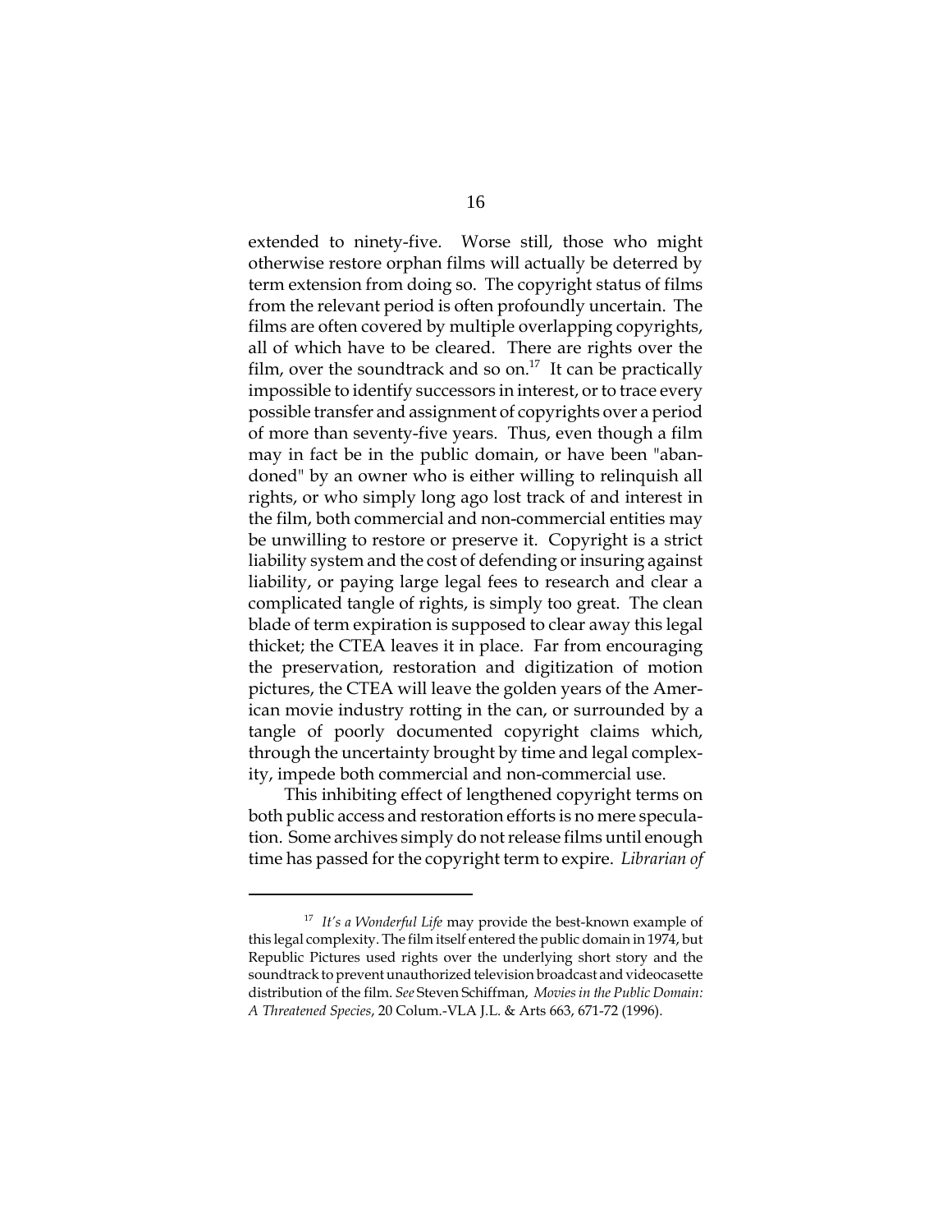extended to ninety-five. Worse still, those who might otherwise restore orphan films will actually be deterred by term extension from doing so. The copyright status of films from the relevant period is often profoundly uncertain. The films are often covered by multiple overlapping copyrights, all of which have to be cleared. There are rights over the film, over the soundtrack and so on.[17] It can be practically impossible to identify successors in interest, or to trace every possible transfer and assignment of copyrights over a period of more than seventy-five years. Thus, even though a film may in fact be in the public domain, or have been "abandoned" by an owner who is either willing to relinquish all rights, or who simply long ago lost track of and interest in the film, both commercial and non-commercial entities may be unwilling to restore or preserve it. Copyright is a strict liability system and the cost of defending or insuring against liability, or paying large legal fees to research and clear a complicated tangle of rights, is simply too great. The clean blade of term expiration is supposed to clear away this legal thicket; the CTEA leaves it in place. Far from encouraging the preservation, restoration and digitization of motion pictures, the CTEA will leave the golden years of the American movie industry rotting in the can, or surrounded by a tangle of poorly documented copyright claims which, through the uncertainty brought by time and legal complexity, impede both commercial and non-commercial use.

This inhibiting effect of lengthened copyright terms on both public access and restoration efforts is no mere speculation. Some archives simply do not release films until enough time has passed for the copyright term to expire. *Librarian of*

---

[17] *It's a Wonderful Life* may provide the best-known example of this legal complexity. The film itself entered the public domain in 1974, but Republic Pictures used rights over the underlying short story and the soundtrack to prevent unauthorized television broadcast and videocasette distribution of the film. *See* Steven Schiffman, *Movies in the Public Domain: A Threatened Species*, 20 Colum.-VLA J.L. & Arts 663, 671-72 (1996).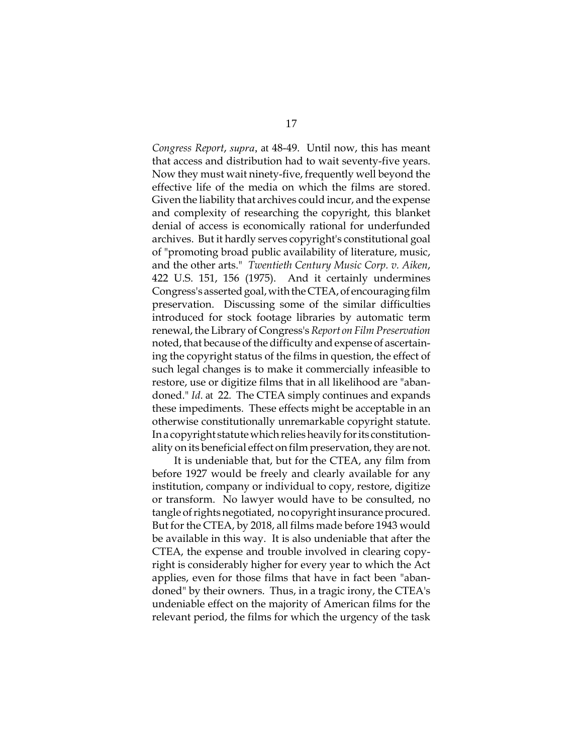*Congress Report*, *supra*, at 48-49. Until now, this has meant that access and distribution had to wait seventy-five years. Now they must wait ninety-five, frequently well beyond the effective life of the media on which the films are stored. Given the liability that archives could incur, and the expense and complexity of researching the copyright, this blanket denial of access is economically rational for underfunded archives. But it hardly serves copyright's constitutional goal of "promoting broad public availability of literature, music, and the other arts." *Twentieth Century Music Corp. v. Aiken*, 422 U.S. 151, 156 (1975). And it certainly undermines Congress's asserted goal, with the CTEA, of encouraging film preservation. Discussing some of the similar difficulties introduced for stock footage libraries by automatic term renewal, the Library of Congress's *Report on Film Preservation* noted, that because of the difficulty and expense of ascertaining the copyright status of the films in question, the effect of such legal changes is to make it commercially infeasible to restore, use or digitize films that in all likelihood are "abandoned." *Id.* at 22. The CTEA simply continues and expands these impediments. These effects might be acceptable in an otherwise constitutionally unremarkable copyright statute. In a copyright statute which relies heavily for its constitutionality on its beneficial effect on film preservation, they are not.

It is undeniable that, but for the CTEA, any film from before 1927 would be freely and clearly available for any institution, company or individual to copy, restore, digitize or transform. No lawyer would have to be consulted, no tangle of rights negotiated, no copyright insurance procured. But for the CTEA, by 2018, all films made before 1943 would be available in this way. It is also undeniable that after the CTEA, the expense and trouble involved in clearing copyright is considerably higher for every year to which the Act applies, even for those films that have in fact been "abandoned" by their owners. Thus, in a tragic irony, the CTEA's undeniable effect on the majority of American films for the relevant period, the films for which the urgency of the task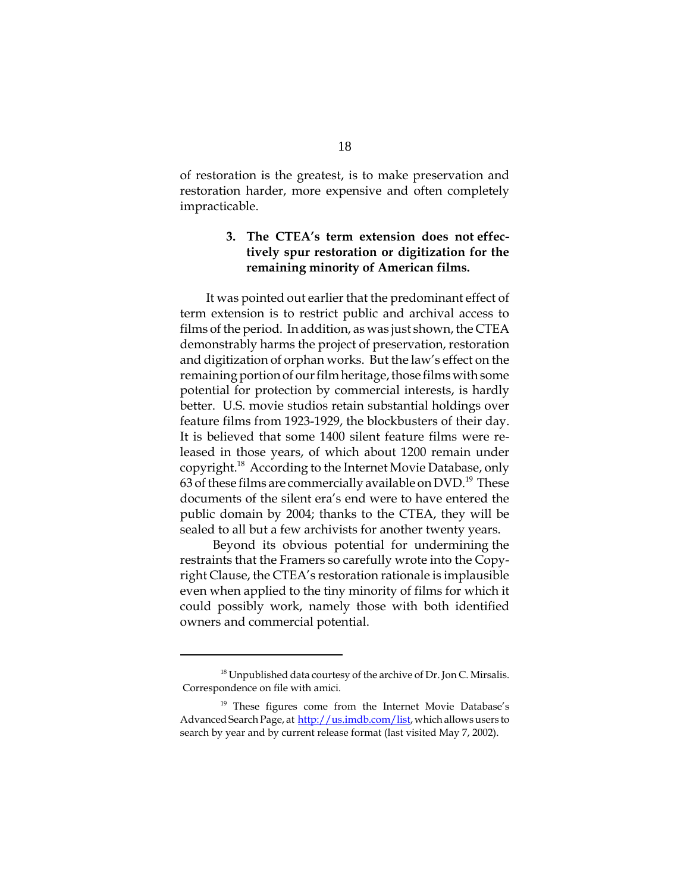of restoration is the greatest, is to make preservation and restoration harder, more expensive and often completely impracticable.

### 3. The CTEA's term extension does not effectively spur restoration or digitization for the remaining minority of American films.

It was pointed out earlier that the predominant effect of term extension is to restrict public and archival access to films of the period. In addition, as was just shown, the CTEA demonstrably harms the project of preservation, restoration and digitization of orphan works. But the law's effect on the remaining portion of our film heritage, those films with some potential for protection by commercial interests, is hardly better. U.S. movie studios retain substantial holdings over feature films from 1923-1929, the blockbusters of their day. It is believed that some 1400 silent feature films were released in those years, of which about 1200 remain under copyright.[18] According to the Internet Movie Database, only 63 of these films are commercially available on DVD.[19] These documents of the silent era's end were to have entered the public domain by 2004; thanks to the CTEA, they will be sealed to all but a few archivists for another twenty years.

Beyond its obvious potential for undermining the restraints that the Framers so carefully wrote into the Copyright Clause, the CTEA's restoration rationale is implausible even when applied to the tiny minority of films for which it could possibly work, namely those with both identified owners and commercial potential.

---

[18] Unpublished data courtesy of the archive of Dr. Jon C. Mirsalis. Correspondence on file with amici.

[19] These figures come from the Internet Movie Database's Advanced Search Page, at http://us.imdb.com/list, which allows users to search by year and by current release format (last visited May 7, 2002).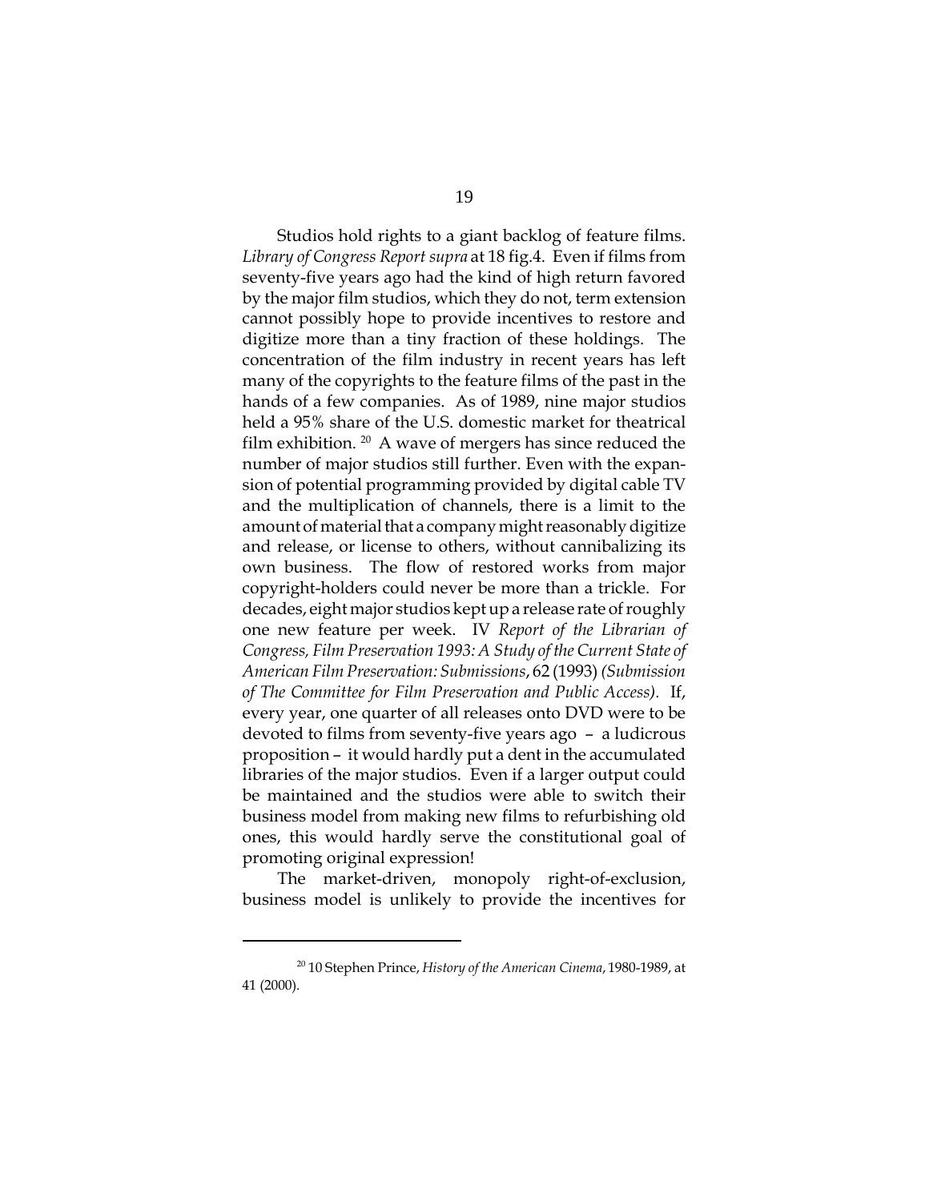Studios hold rights to a giant backlog of feature films. *Library of Congress Report supra* at 18 fig.4. Even if films from seventy-five years ago had the kind of high return favored by the major film studios, which they do not, term extension cannot possibly hope to provide incentives to restore and digitize more than a tiny fraction of these holdings. The concentration of the film industry in recent years has left many of the copyrights to the feature films of the past in the hands of a few companies. As of 1989, nine major studios held a 95% share of the U.S. domestic market for theatrical film exhibition. [20] A wave of mergers has since reduced the number of major studios still further. Even with the expansion of potential programming provided by digital cable TV and the multiplication of channels, there is a limit to the amount of material that a company might reasonably digitize and release, or license to others, without cannibalizing its own business. The flow of restored works from major copyright-holders could never be more than a trickle. For decades, eight major studios kept up a release rate of roughly one new feature per week. IV *Report of the Librarian of Congress, Film Preservation 1993: A Study of the Current State of American Film Preservation: Submissions*, 62 (1993) *(Submission of The Committee for Film Preservation and Public Access).* If, every year, one quarter of all releases onto DVD were to be devoted to films from seventy-five years ago – a ludicrous proposition – it would hardly put a dent in the accumulated libraries of the major studios. Even if a larger output could be maintained and the studios were able to switch their business model from making new films to refurbishing old ones, this would hardly serve the constitutional goal of promoting original expression!

The market-driven, monopoly right-of-exclusion, business model is unlikely to provide the incentives for

---

[20] 10 Stephen Prince, *History of the American Cinema*, 1980-1989, at 41 (2000).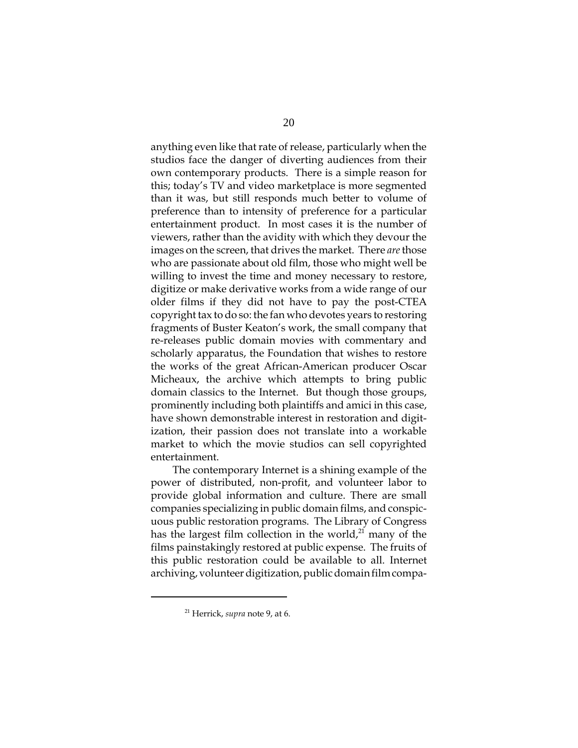anything even like that rate of release, particularly when the studios face the danger of diverting audiences from their own contemporary products. There is a simple reason for this; today's TV and video marketplace is more segmented than it was, but still responds much better to volume of preference than to intensity of preference for a particular entertainment product. In most cases it is the number of viewers, rather than the avidity with which they devour the images on the screen, that drives the market. There *are* those who are passionate about old film, those who might well be willing to invest the time and money necessary to restore, digitize or make derivative works from a wide range of our older films if they did not have to pay the post-CTEA copyright tax to do so: the fan who devotes years to restoring fragments of Buster Keaton's work, the small company that re-releases public domain movies with commentary and scholarly apparatus, the Foundation that wishes to restore the works of the great African-American producer Oscar Micheaux, the archive which attempts to bring public domain classics to the Internet. But though those groups, prominently including both plaintiffs and amici in this case, have shown demonstrable interest in restoration and digitization, their passion does not translate into a workable market to which the movie studios can sell copyrighted entertainment.

The contemporary Internet is a shining example of the power of distributed, non-profit, and volunteer labor to provide global information and culture. There are small companies specializing in public domain films, and conspicuous public restoration programs. The Library of Congress has the largest film collection in the world,[21] many of the films painstakingly restored at public expense. The fruits of this public restoration could be available to all. Internet archiving, volunteer digitization, public domain film compa-

[21] Herrick, *supra* note 9, at 6.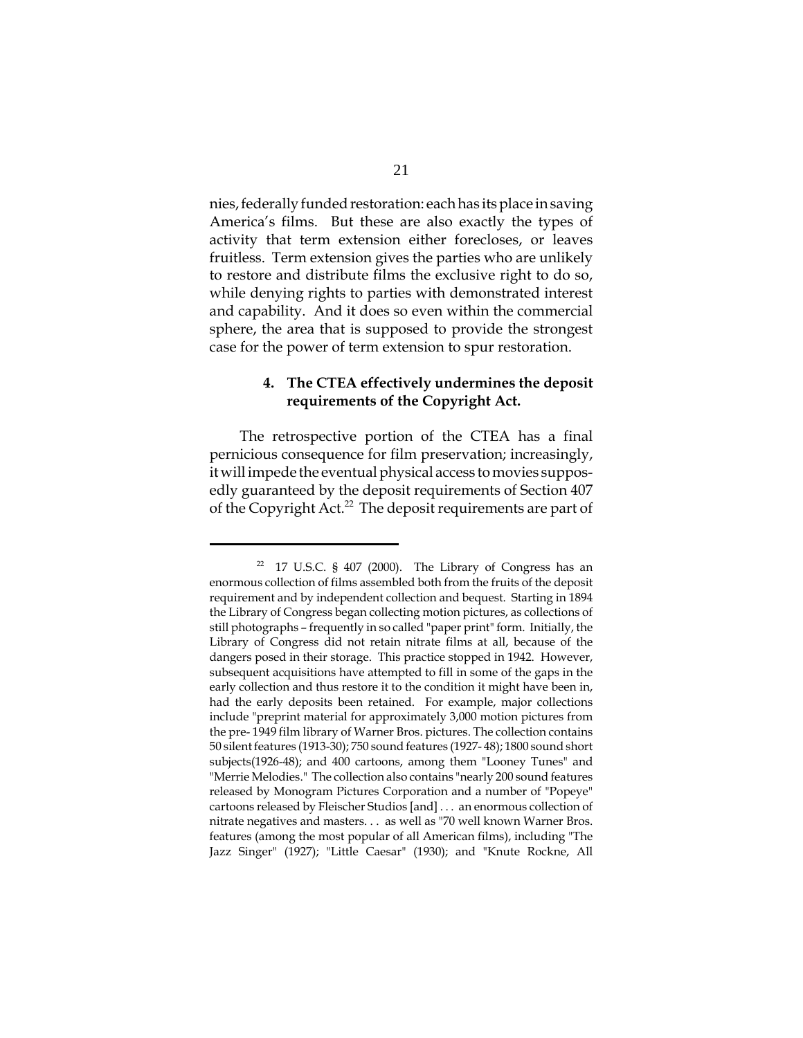nies, federally funded restoration: each has its place in saving America's films. But these are also exactly the types of activity that term extension either forecloses, or leaves fruitless. Term extension gives the parties who are unlikely to restore and distribute films the exclusive right to do so, while denying rights to parties with demonstrated interest and capability. And it does so even within the commercial sphere, the area that is supposed to provide the strongest case for the power of term extension to spur restoration.

#### 4. The CTEA effectively undermines the deposit requirements of the Copyright Act.

The retrospective portion of the CTEA has a final pernicious consequence for film preservation; increasingly, it will impede the eventual physical access to movies supposedly guaranteed by the deposit requirements of Section 407 of the Copyright Act.[22] The deposit requirements are part of

---

[22] 17 U.S.C. § 407 (2000). The Library of Congress has an enormous collection of films assembled both from the fruits of the deposit requirement and by independent collection and bequest. Starting in 1894 the Library of Congress began collecting motion pictures, as collections of still photographs – frequently in so called "paper print" form. Initially, the Library of Congress did not retain nitrate films at all, because of the dangers posed in their storage. This practice stopped in 1942. However, subsequent acquisitions have attempted to fill in some of the gaps in the early collection and thus restore it to the condition it might have been in, had the early deposits been retained. For example, major collections include "preprint material for approximately 3,000 motion pictures from the pre- 1949 film library of Warner Bros. pictures. The collection contains 50 silent features (1913-30); 750 sound features (1927- 48); 1800 sound short subjects(1926-48); and 400 cartoons, among them "Looney Tunes" and "Merrie Melodies." The collection also contains "nearly 200 sound features released by Monogram Pictures Corporation and a number of "Popeye" cartoons released by Fleischer Studios [and] . . . an enormous collection of nitrate negatives and masters. . . as well as "70 well known Warner Bros. features (among the most popular of all American films), including "The Jazz Singer" (1927); "Little Caesar" (1930); and "Knute Rockne, All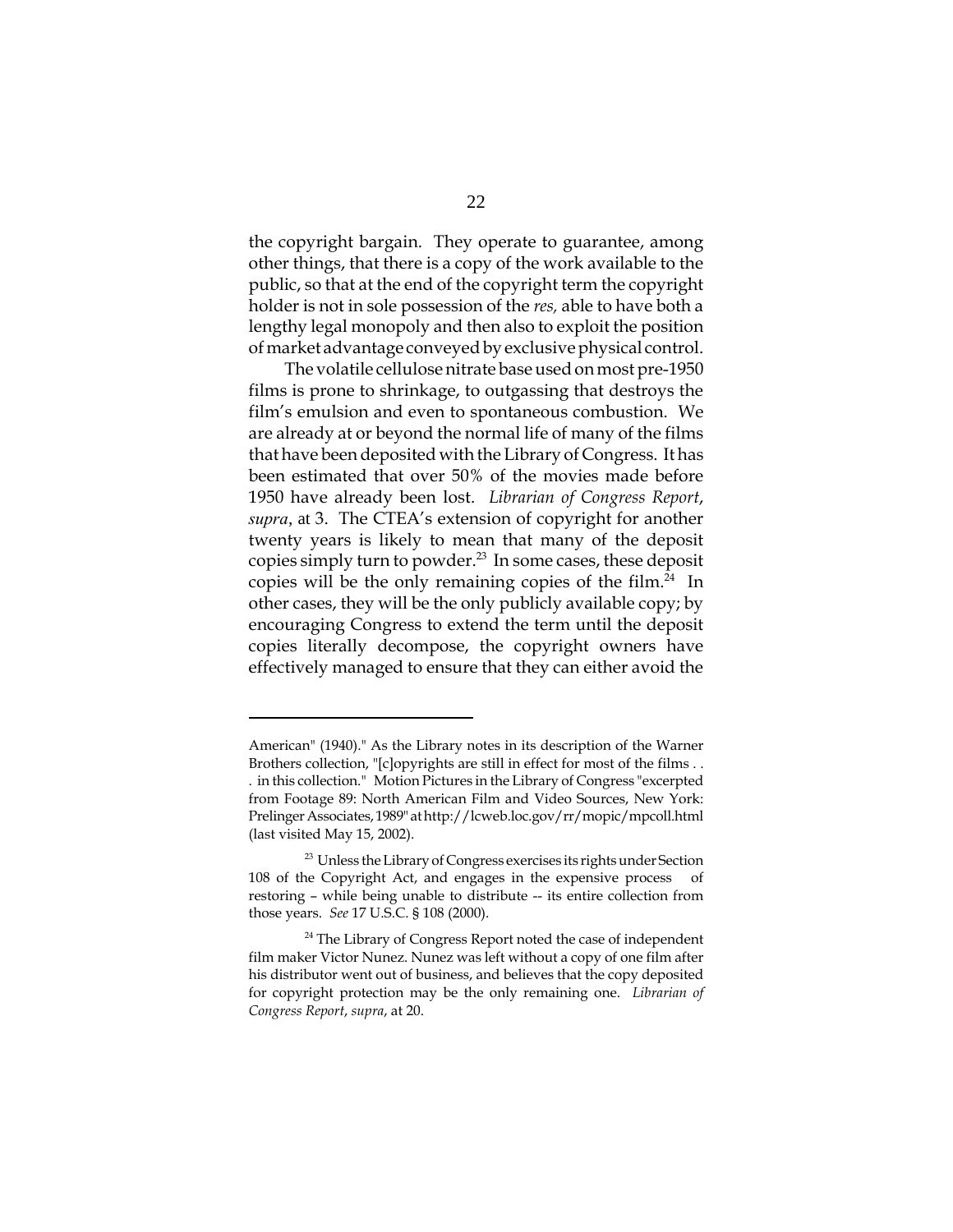the copyright bargain. They operate to guarantee, among other things, that there is a copy of the work available to the public, so that at the end of the copyright term the copyright holder is not in sole possession of the *res,* able to have both a lengthy legal monopoly and then also to exploit the position of market advantage conveyed by exclusive physical control.

The volatile cellulose nitrate base used on most pre-1950 films is prone to shrinkage, to outgassing that destroys the film's emulsion and even to spontaneous combustion. We are already at or beyond the normal life of many of the films that have been deposited with the Library of Congress. It has been estimated that over 50% of the movies made before 1950 have already been lost. *Librarian of Congress Report*, *supra*, at 3. The CTEA's extension of copyright for another twenty years is likely to mean that many of the deposit copies simply turn to powder.[23] In some cases, these deposit copies will be the only remaining copies of the film.[24] In other cases, they will be the only publicly available copy; by encouraging Congress to extend the term until the deposit copies literally decompose, the copyright owners have effectively managed to ensure that they can either avoid the

---

American" (1940)." As the Library notes in its description of the Warner Brothers collection, "[c]opyrights are still in effect for most of the films . . . in this collection." Motion Pictures in the Library of Congress "excerpted from Footage 89: North American Film and Video Sources, New York: Prelinger Associates, 1989" at http://lcweb.loc.gov/rr/mopic/mpcoll.html (last visited May 15, 2002).

[23] Unless the Library of Congress exercises its rights under Section 108 of the Copyright Act, and engages in the expensive process of restoring – while being unable to distribute -- its entire collection from those years. *See* 17 U.S.C. § 108 (2000).

[24] The Library of Congress Report noted the case of independent film maker Victor Nunez. Nunez was left without a copy of one film after his distributor went out of business, and believes that the copy deposited for copyright protection may be the only remaining one. *Librarian of Congress Report*, *supra*, at 20.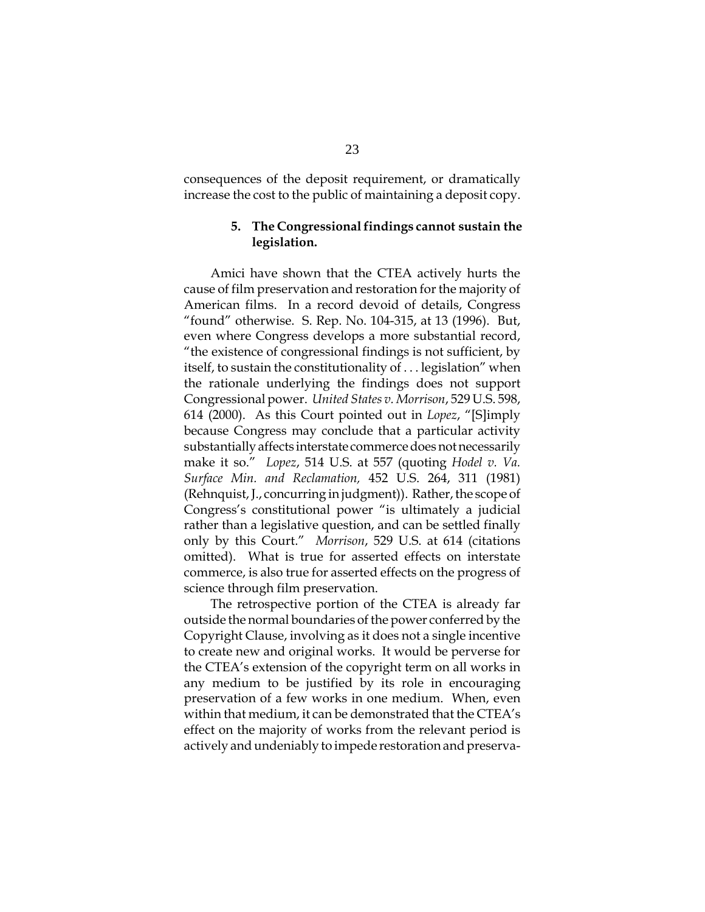consequences of the deposit requirement, or dramatically increase the cost to the public of maintaining a deposit copy.

### 5. The Congressional findings cannot sustain the legislation.

Amici have shown that the CTEA actively hurts the cause of film preservation and restoration for the majority of American films. In a record devoid of details, Congress "found" otherwise. S. Rep. No. 104-315, at 13 (1996). But, even where Congress develops a more substantial record, "the existence of congressional findings is not sufficient, by itself, to sustain the constitutionality of . . . legislation" when the rationale underlying the findings does not support Congressional power. *United States v. Morrison*, 529 U.S. 598, 614 (2000). As this Court pointed out in *Lopez*, "[S]imply because Congress may conclude that a particular activity substantially affects interstate commerce does not necessarily make it so." *Lopez*, 514 U.S. at 557 (quoting *Hodel v. Va. Surface Min. and Reclamation,* 452 U.S. 264, 311 (1981) (Rehnquist, J., concurring in judgment)). Rather, the scope of Congress's constitutional power "is ultimately a judicial rather than a legislative question, and can be settled finally only by this Court." *Morrison*, 529 U.S. at 614 (citations omitted). What is true for asserted effects on interstate commerce, is also true for asserted effects on the progress of science through film preservation.

The retrospective portion of the CTEA is already far outside the normal boundaries of the power conferred by the Copyright Clause, involving as it does not a single incentive to create new and original works. It would be perverse for the CTEA's extension of the copyright term on all works in any medium to be justified by its role in encouraging preservation of a few works in one medium. When, even within that medium, it can be demonstrated that the CTEA's effect on the majority of works from the relevant period is actively and undeniably to impede restoration and preserva-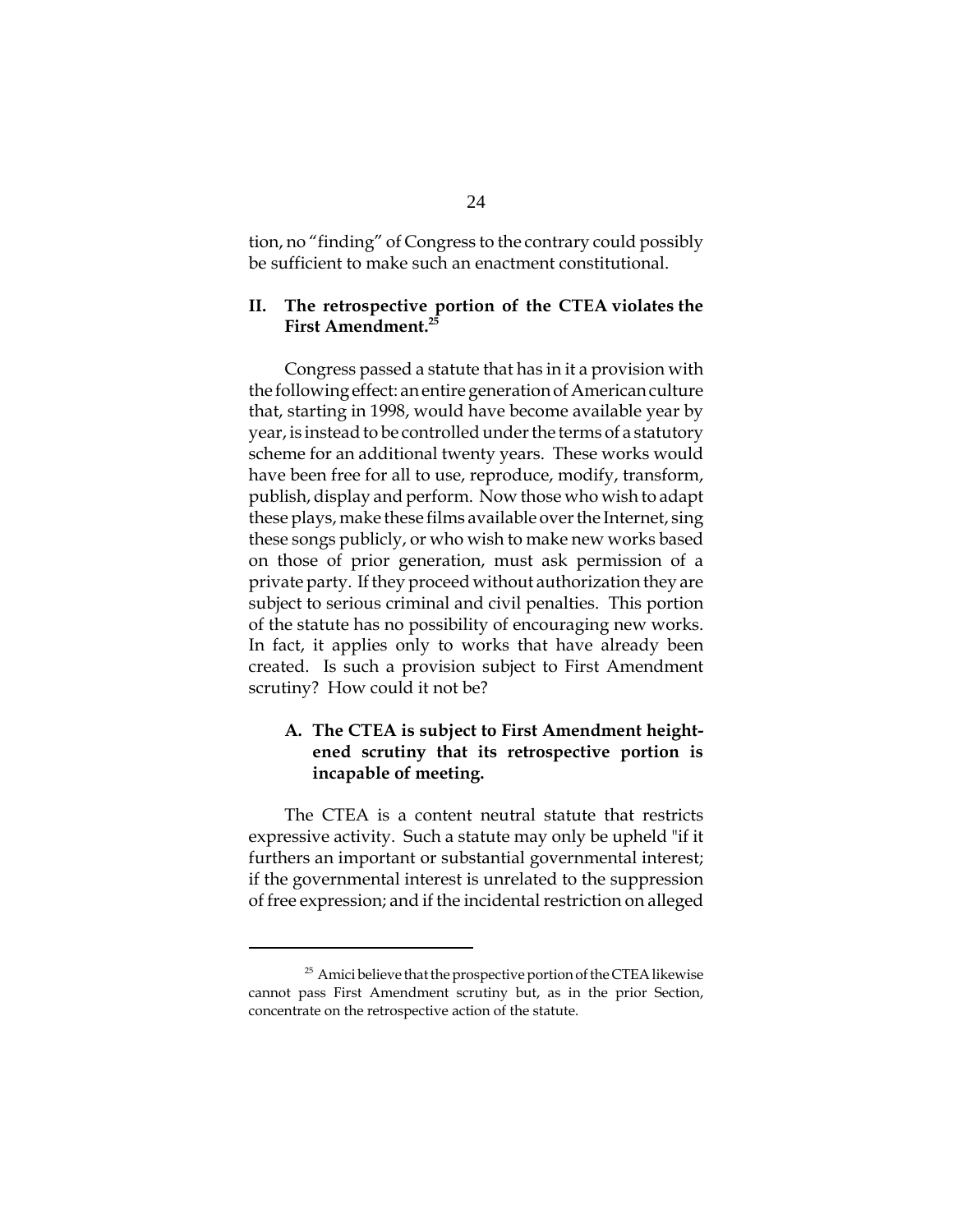tion, no "finding" of Congress to the contrary could possibly be sufficient to make such an enactment constitutional.

## II. The retrospective portion of the CTEA violates the First Amendment.[25]

Congress passed a statute that has in it a provision with the following effect: an entire generation of American culture that, starting in 1998, would have become available year by year, is instead to be controlled under the terms of a statutory scheme for an additional twenty years. These works would have been free for all to use, reproduce, modify, transform, publish, display and perform. Now those who wish to adapt these plays, make these films available over the Internet, sing these songs publicly, or who wish to make new works based on those of prior generation, must ask permission of a private party. If they proceed without authorization they are subject to serious criminal and civil penalties. This portion of the statute has no possibility of encouraging new works. In fact, it applies only to works that have already been created. Is such a provision subject to First Amendment scrutiny? How could it not be?

### A. The CTEA is subject to First Amendment heightened scrutiny that its retrospective portion is incapable of meeting.

The CTEA is a content neutral statute that restricts expressive activity. Such a statute may only be upheld "if it furthers an important or substantial governmental interest; if the governmental interest is unrelated to the suppression of free expression; and if the incidental restriction on alleged

---

[25] Amici believe that the prospective portion of the CTEA likewise cannot pass First Amendment scrutiny but, as in the prior Section, concentrate on the retrospective action of the statute.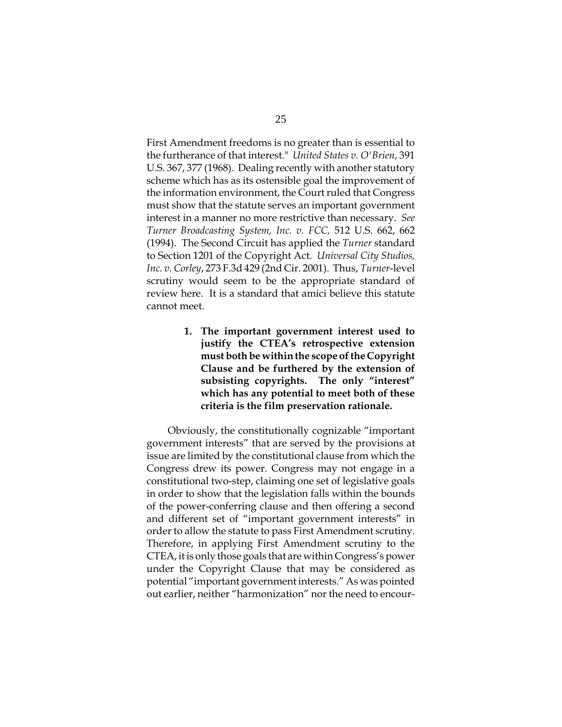First Amendment freedoms is no greater than is essential to the furtherance of that interest." *United States v. O'Brien*, 391 U.S. 367, 377 (1968). Dealing recently with another statutory scheme which has as its ostensible goal the improvement of the information environment, the Court ruled that Congress must show that the statute serves an important government interest in a manner no more restrictive than necessary. *See Turner Broadcasting System, Inc. v. FCC,* 512 U.S. 662, 662 (1994). The Second Circuit has applied the *Turner* standard to Section 1201 of the Copyright Act. *Universal City Studios, Inc. v. Corley*, 273 F.3d 429 (2nd Cir. 2001). Thus, *Turner*-level scrutiny would seem to be the appropriate standard of review here. It is a standard that amici believe this statute cannot meet.

**1. The important government interest used to justify the CTEA's retrospective extension must both be within the scope of the Copyright Clause and be furthered by the extension of subsisting copyrights. The only "interest" which has any potential to meet both of these criteria is the film preservation rationale.**

Obviously, the constitutionally cognizable "important government interests" that are served by the provisions at issue are limited by the constitutional clause from which the Congress drew its power. Congress may not engage in a constitutional two-step, claiming one set of legislative goals in order to show that the legislation falls within the bounds of the power-conferring clause and then offering a second and different set of "important government interests" in order to allow the statute to pass First Amendment scrutiny. Therefore, in applying First Amendment scrutiny to the CTEA, it is only those goals that are within Congress's power under the Copyright Clause that may be considered as potential "important government interests." As was pointed out earlier, neither "harmonization" nor the need to encour-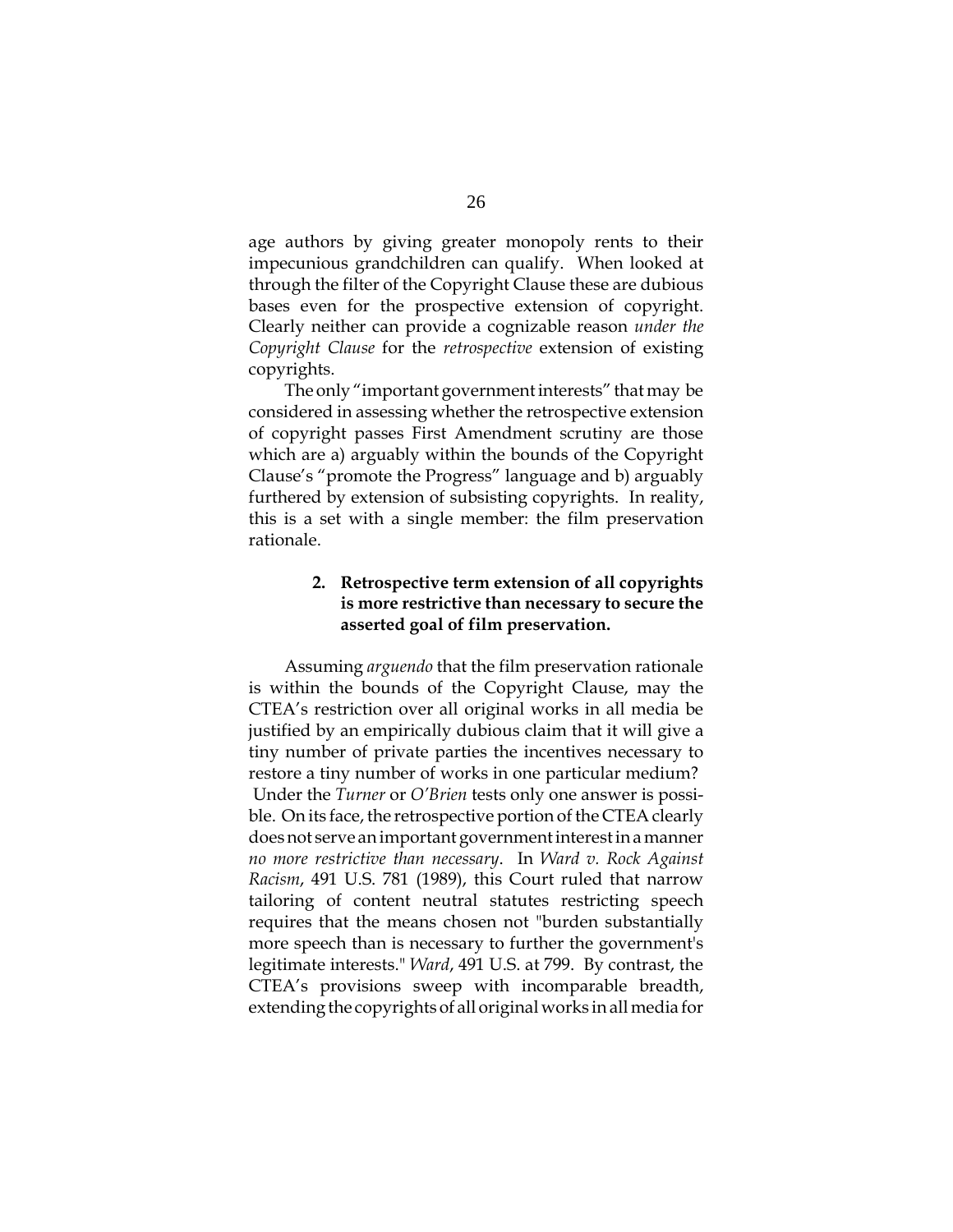age authors by giving greater monopoly rents to their impecunious grandchildren can qualify. When looked at through the filter of the Copyright Clause these are dubious bases even for the prospective extension of copyright. Clearly neither can provide a cognizable reason *under the Copyright Clause* for the *retrospective* extension of existing copyrights.

The only "important government interests" that may be considered in assessing whether the retrospective extension of copyright passes First Amendment scrutiny are those which are a) arguably within the bounds of the Copyright Clause's "promote the Progress" language and b) arguably furthered by extension of subsisting copyrights. In reality, this is a set with a single member: the film preservation rationale.

**2. Retrospective term extension of all copyrights is more restrictive than necessary to secure the asserted goal of film preservation.**

Assuming *arguendo* that the film preservation rationale is within the bounds of the Copyright Clause, may the CTEA's restriction over all original works in all media be justified by an empirically dubious claim that it will give a tiny number of private parties the incentives necessary to restore a tiny number of works in one particular medium? Under the *Turner* or *O'Brien* tests only one answer is possible. On its face, the retrospective portion of the CTEA clearly does not serve an important government interest in a manner *no more restrictive than necessary*. In *Ward v. Rock Against Racism*, 491 U.S. 781 (1989), this Court ruled that narrow tailoring of content neutral statutes restricting speech requires that the means chosen not "burden substantially more speech than is necessary to further the government's legitimate interests." *Ward*, 491 U.S. at 799. By contrast, the CTEA's provisions sweep with incomparable breadth, extending the copyrights of all original works in all media for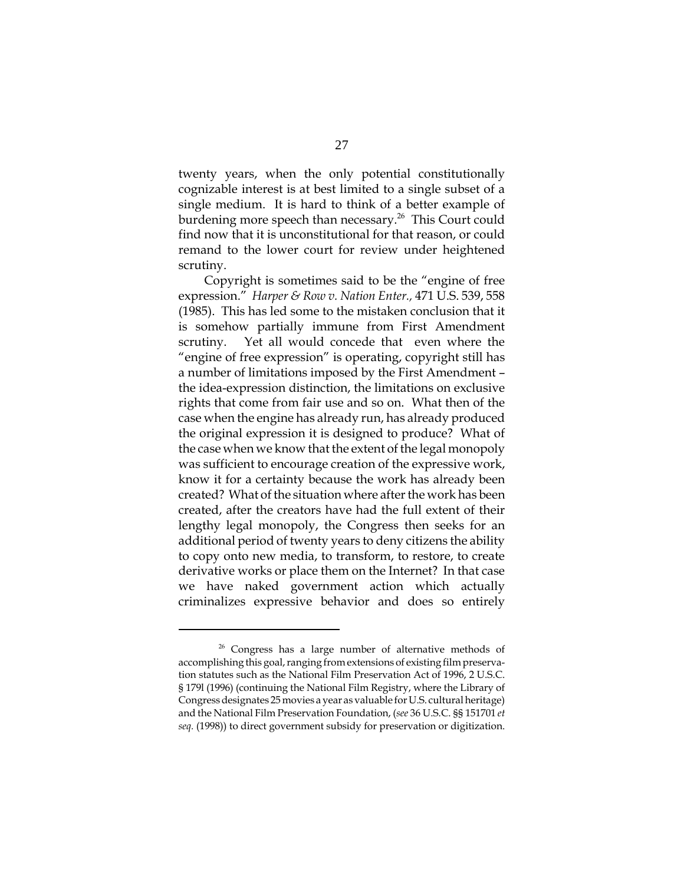twenty years, when the only potential constitutionally cognizable interest is at best limited to a single subset of a single medium. It is hard to think of a better example of burdening more speech than necessary.[26] This Court could find now that it is unconstitutional for that reason, or could remand to the lower court for review under heightened scrutiny.

Copyright is sometimes said to be the "engine of free expression." *Harper & Row v. Nation Enter.,* 471 U.S. 539, 558 (1985). This has led some to the mistaken conclusion that it is somehow partially immune from First Amendment scrutiny. Yet all would concede that even where the "engine of free expression" is operating, copyright still has a number of limitations imposed by the First Amendment – the idea-expression distinction, the limitations on exclusive rights that come from fair use and so on. What then of the case when the engine has already run, has already produced the original expression it is designed to produce? What of the case when we know that the extent of the legal monopoly was sufficient to encourage creation of the expressive work, know it for a certainty because the work has already been created? What of the situation where after the work has been created, after the creators have had the full extent of their lengthy legal monopoly, the Congress then seeks for an additional period of twenty years to deny citizens the ability to copy onto new media, to transform, to restore, to create derivative works or place them on the Internet? In that case we have naked government action which actually criminalizes expressive behavior and does so entirely

---

[26] Congress has a large number of alternative methods of accomplishing this goal, ranging from extensions of existing film preservation statutes such as the National Film Preservation Act of 1996, 2 U.S.C. § 179l (1996) (continuing the National Film Registry, where the Library of Congress designates 25 movies a year as valuable for U.S. cultural heritage) and the National Film Preservation Foundation, (*see* 36 U.S.C. §§ 151701 *et seq.* (1998)) to direct government subsidy for preservation or digitization.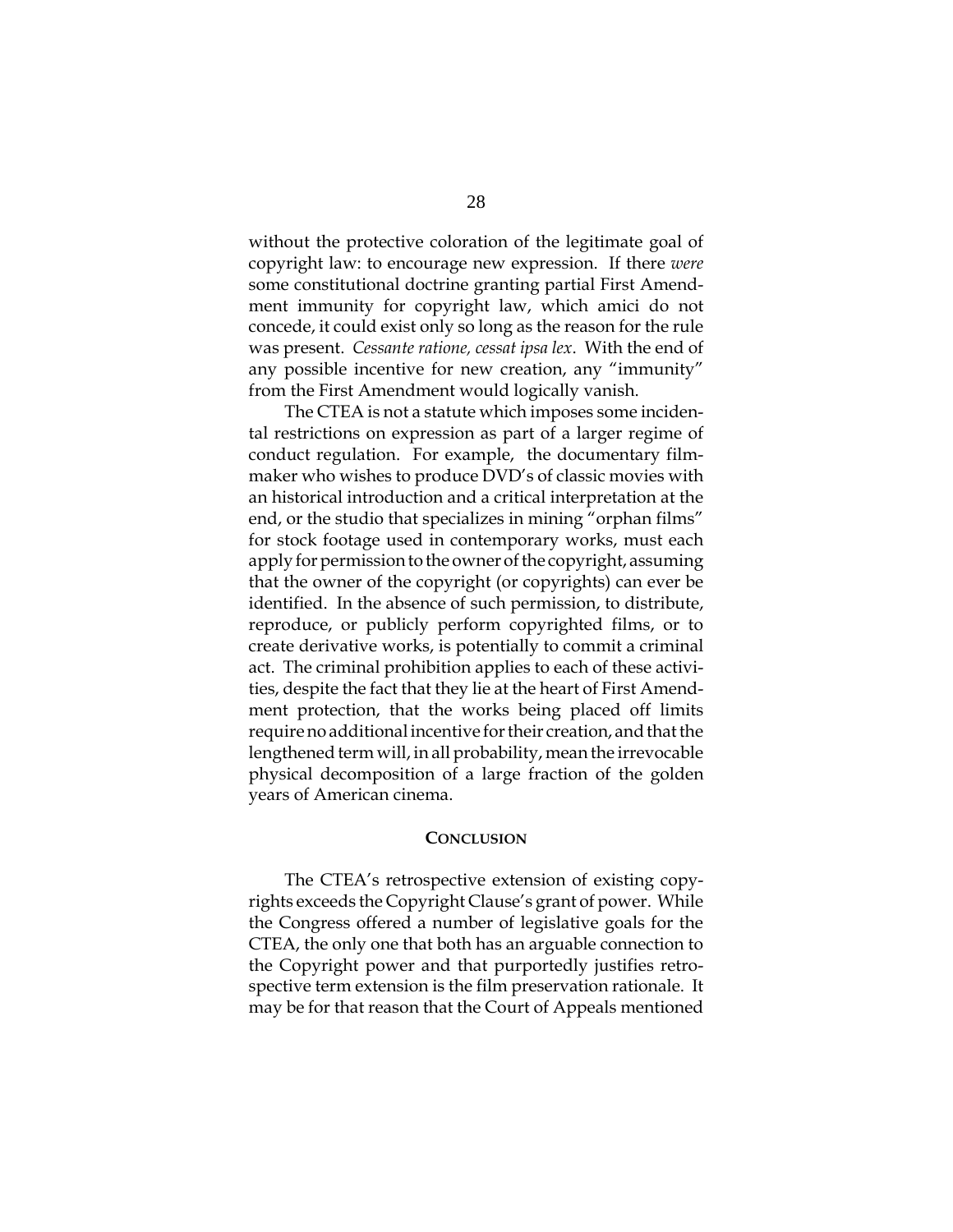without the protective coloration of the legitimate goal of copyright law: to encourage new expression. If there *were* some constitutional doctrine granting partial First Amendment immunity for copyright law, which amici do not concede, it could exist only so long as the reason for the rule was present. *Cessante ratione, cessat ipsa lex*. With the end of any possible incentive for new creation, any "immunity" from the First Amendment would logically vanish.

The CTEA is not a statute which imposes some incidental restrictions on expression as part of a larger regime of conduct regulation. For example, the documentary filmmaker who wishes to produce DVD's of classic movies with an historical introduction and a critical interpretation at the end, or the studio that specializes in mining "orphan films" for stock footage used in contemporary works, must each apply for permission to the owner of the copyright, assuming that the owner of the copyright (or copyrights) can ever be identified. In the absence of such permission, to distribute, reproduce, or publicly perform copyrighted films, or to create derivative works, is potentially to commit a criminal act. The criminal prohibition applies to each of these activities, despite the fact that they lie at the heart of First Amendment protection, that the works being placed off limits require no additional incentive for their creation, and that the lengthened term will, in all probability, mean the irrevocable physical decomposition of a large fraction of the golden years of American cinema.

## CONCLUSION

The CTEA's retrospective extension of existing copyrights exceeds the Copyright Clause's grant of power. While the Congress offered a number of legislative goals for the CTEA, the only one that both has an arguable connection to the Copyright power and that purportedly justifies retrospective term extension is the film preservation rationale. It may be for that reason that the Court of Appeals mentioned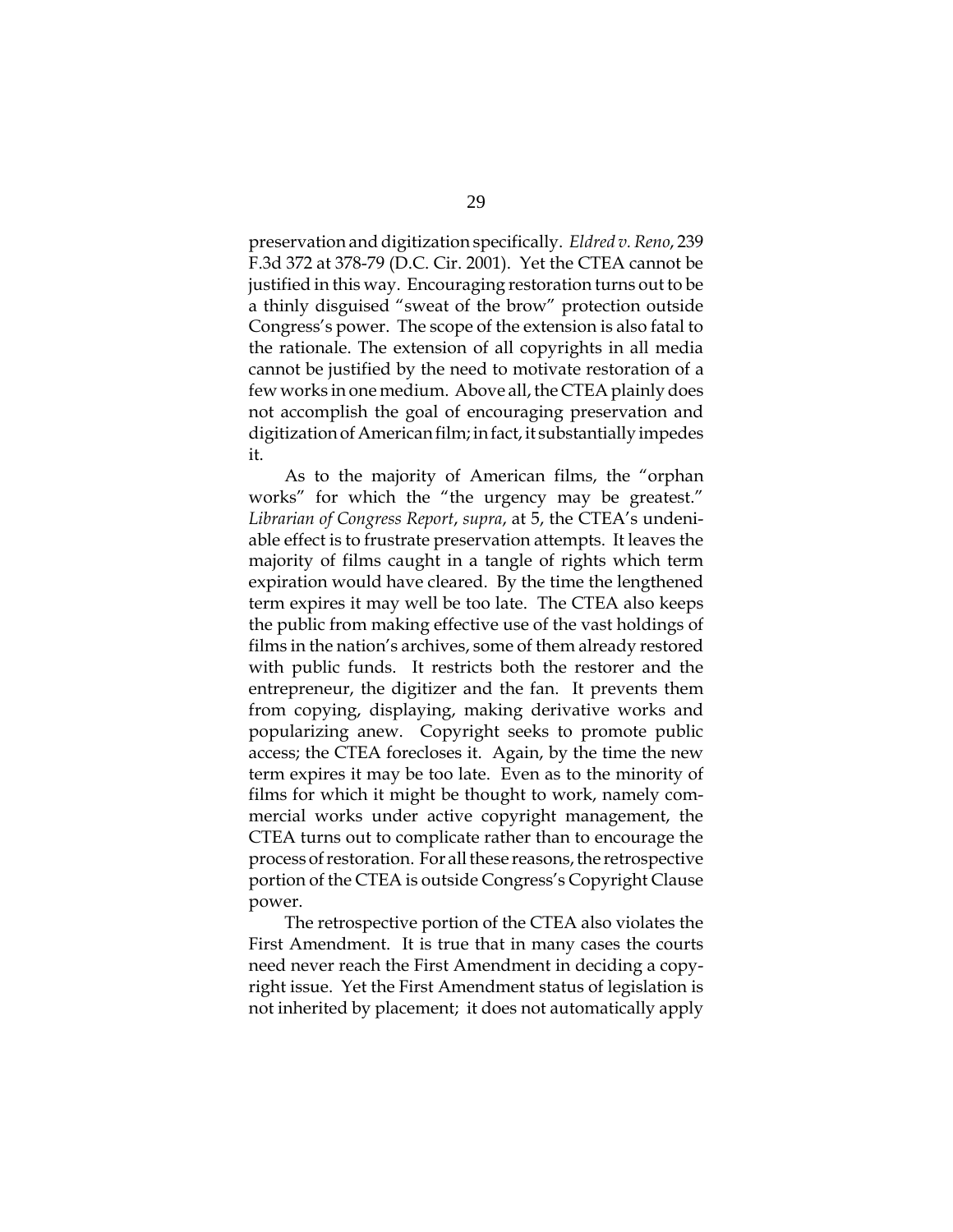preservation and digitization specifically. *Eldred v. Reno*, 239 F.3d 372 at 378-79 (D.C. Cir. 2001). Yet the CTEA cannot be justified in this way. Encouraging restoration turns out to be a thinly disguised "sweat of the brow" protection outside Congress's power. The scope of the extension is also fatal to the rationale. The extension of all copyrights in all media cannot be justified by the need to motivate restoration of a few works in one medium. Above all, the CTEA plainly does not accomplish the goal of encouraging preservation and digitization of American film; in fact, it substantially impedes it.

As to the majority of American films, the "orphan works" for which the "the urgency may be greatest." *Librarian of Congress Report*, *supra*, at 5, the CTEA's undeniable effect is to frustrate preservation attempts. It leaves the majority of films caught in a tangle of rights which term expiration would have cleared. By the time the lengthened term expires it may well be too late. The CTEA also keeps the public from making effective use of the vast holdings of films in the nation's archives, some of them already restored with public funds. It restricts both the restorer and the entrepreneur, the digitizer and the fan. It prevents them from copying, displaying, making derivative works and popularizing anew. Copyright seeks to promote public access; the CTEA forecloses it. Again, by the time the new term expires it may be too late. Even as to the minority of films for which it might be thought to work, namely commercial works under active copyright management, the CTEA turns out to complicate rather than to encourage the process of restoration. For all these reasons, the retrospective portion of the CTEA is outside Congress's Copyright Clause power.

The retrospective portion of the CTEA also violates the First Amendment. It is true that in many cases the courts need never reach the First Amendment in deciding a copyright issue. Yet the First Amendment status of legislation is not inherited by placement; it does not automatically apply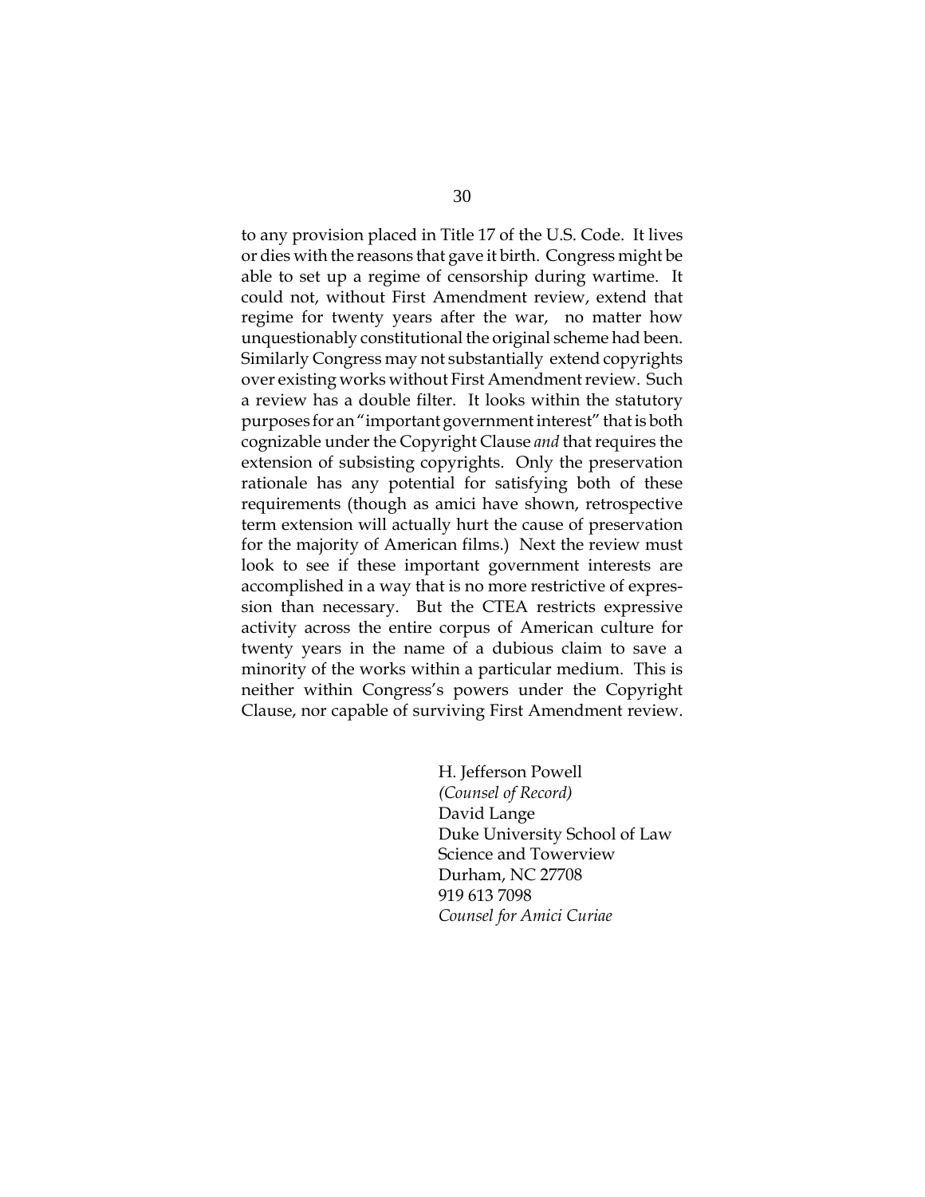to any provision placed in Title 17 of the U.S. Code. It lives or dies with the reasons that gave it birth. Congress might be able to set up a regime of censorship during wartime. It could not, without First Amendment review, extend that regime for twenty years after the war, no matter how unquestionably constitutional the original scheme had been. Similarly Congress may not substantially extend copyrights over existing works without First Amendment review. Such a review has a double filter. It looks within the statutory purposes for an "important government interest" that is both cognizable under the Copyright Clause *and* that requires the extension of subsisting copyrights. Only the preservation rationale has any potential for satisfying both of these requirements (though as amici have shown, retrospective term extension will actually hurt the cause of preservation for the majority of American films.) Next the review must look to see if these important government interests are accomplished in a way that is no more restrictive of expression than necessary. But the CTEA restricts expressive activity across the entire corpus of American culture for twenty years in the name of a dubious claim to save a minority of the works within a particular medium. This is neither within Congress's powers under the Copyright Clause, nor capable of surviving First Amendment review.

H. Jefferson Powell
*(Counsel of Record)*
David Lange
Duke University School of Law
Science and Towerview
Durham, NC 27708
919 613 7098
*Counsel for Amici Curiae*